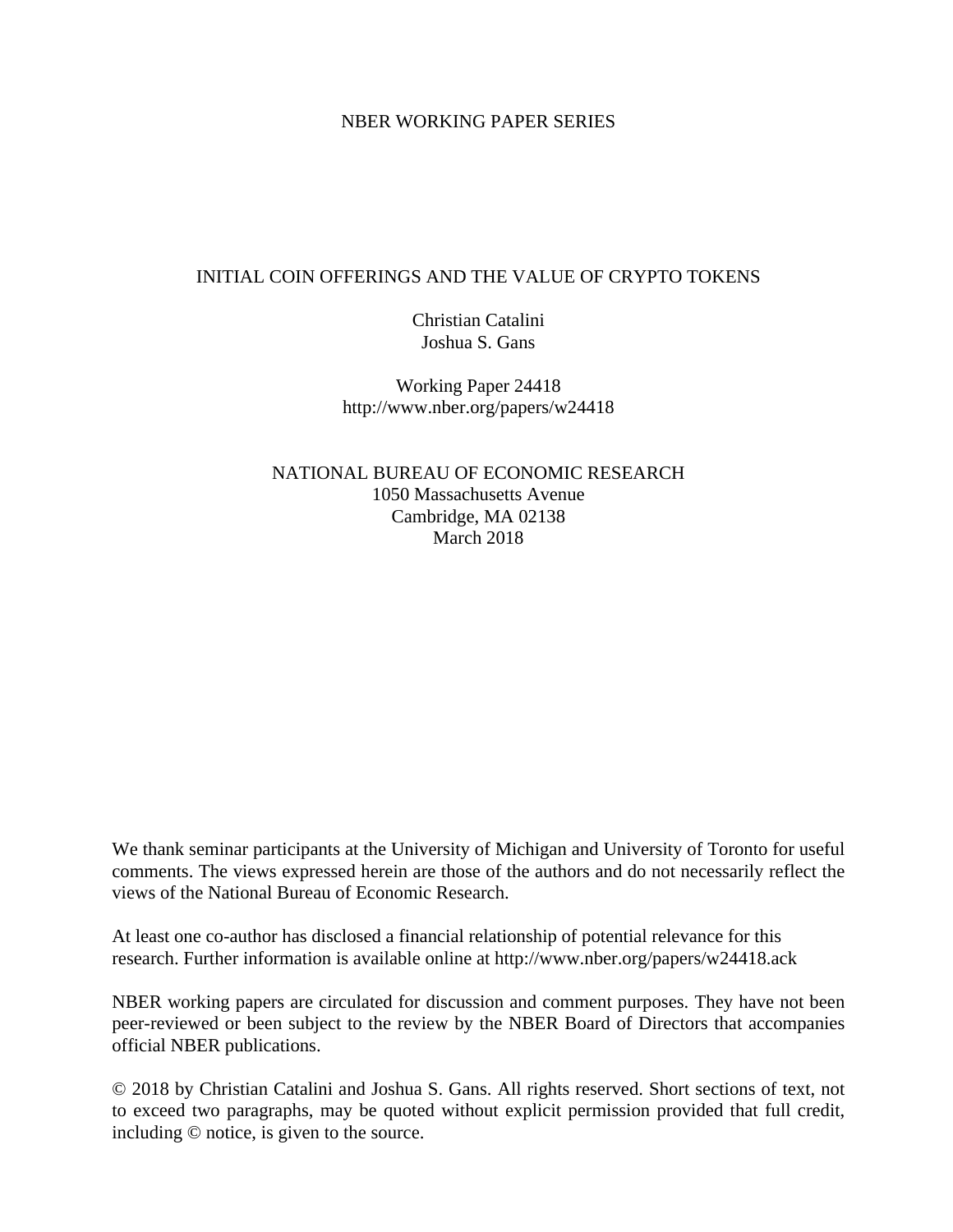NBER WORKING PAPER SERIES

# INITIAL COIN OFFERINGS AND THE VALUE OF CRYPTO TOKENS

Christian Catalini
Joshua S. Gans

Working Paper 24418
http://www.nber.org/papers/w24418

NATIONAL BUREAU OF ECONOMIC RESEARCH
1050 Massachusetts Avenue
Cambridge, MA 02138
March 2018

We thank seminar participants at the University of Michigan and University of Toronto for useful comments. The views expressed herein are those of the authors and do not necessarily reflect the views of the National Bureau of Economic Research.

At least one co-author has disclosed a financial relationship of potential relevance for this research. Further information is available online at http://www.nber.org/papers/w24418.ack

NBER working papers are circulated for discussion and comment purposes. They have not been peer-reviewed or been subject to the review by the NBER Board of Directors that accompanies official NBER publications.

© 2018 by Christian Catalini and Joshua S. Gans. All rights reserved. Short sections of text, not to exceed two paragraphs, may be quoted without explicit permission provided that full credit, including © notice, is given to the source.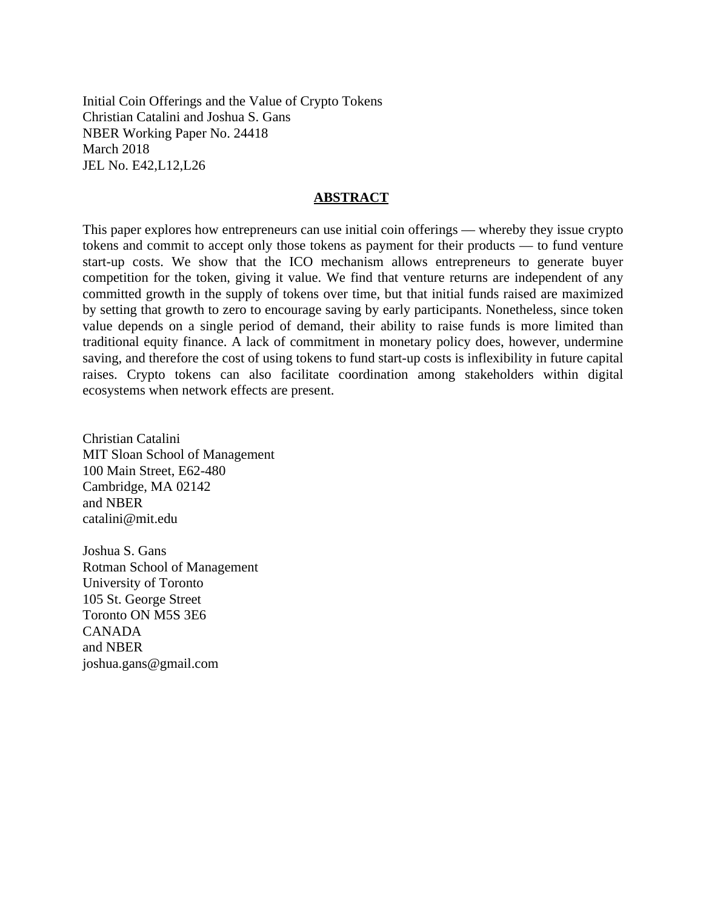Initial Coin Offerings and the Value of Crypto Tokens
Christian Catalini and Joshua S. Gans
NBER Working Paper No. 24418
March 2018
JEL No. E42,L12,L26

## ABSTRACT

This paper explores how entrepreneurs can use initial coin offerings — whereby they issue crypto tokens and commit to accept only those tokens as payment for their products — to fund venture start-up costs. We show that the ICO mechanism allows entrepreneurs to generate buyer competition for the token, giving it value. We find that venture returns are independent of any committed growth in the supply of tokens over time, but that initial funds raised are maximized by setting that growth to zero to encourage saving by early participants. Nonetheless, since token value depends on a single period of demand, their ability to raise funds is more limited than traditional equity finance. A lack of commitment in monetary policy does, however, undermine saving, and therefore the cost of using tokens to fund start-up costs is inflexibility in future capital raises. Crypto tokens can also facilitate coordination among stakeholders within digital ecosystems when network effects are present.

Christian Catalini
MIT Sloan School of Management
100 Main Street, E62-480
Cambridge, MA 02142
and NBER
catalini@mit.edu

Joshua S. Gans
Rotman School of Management
University of Toronto
105 St. George Street
Toronto ON M5S 3E6
CANADA
and NBER
joshua.gans@gmail.com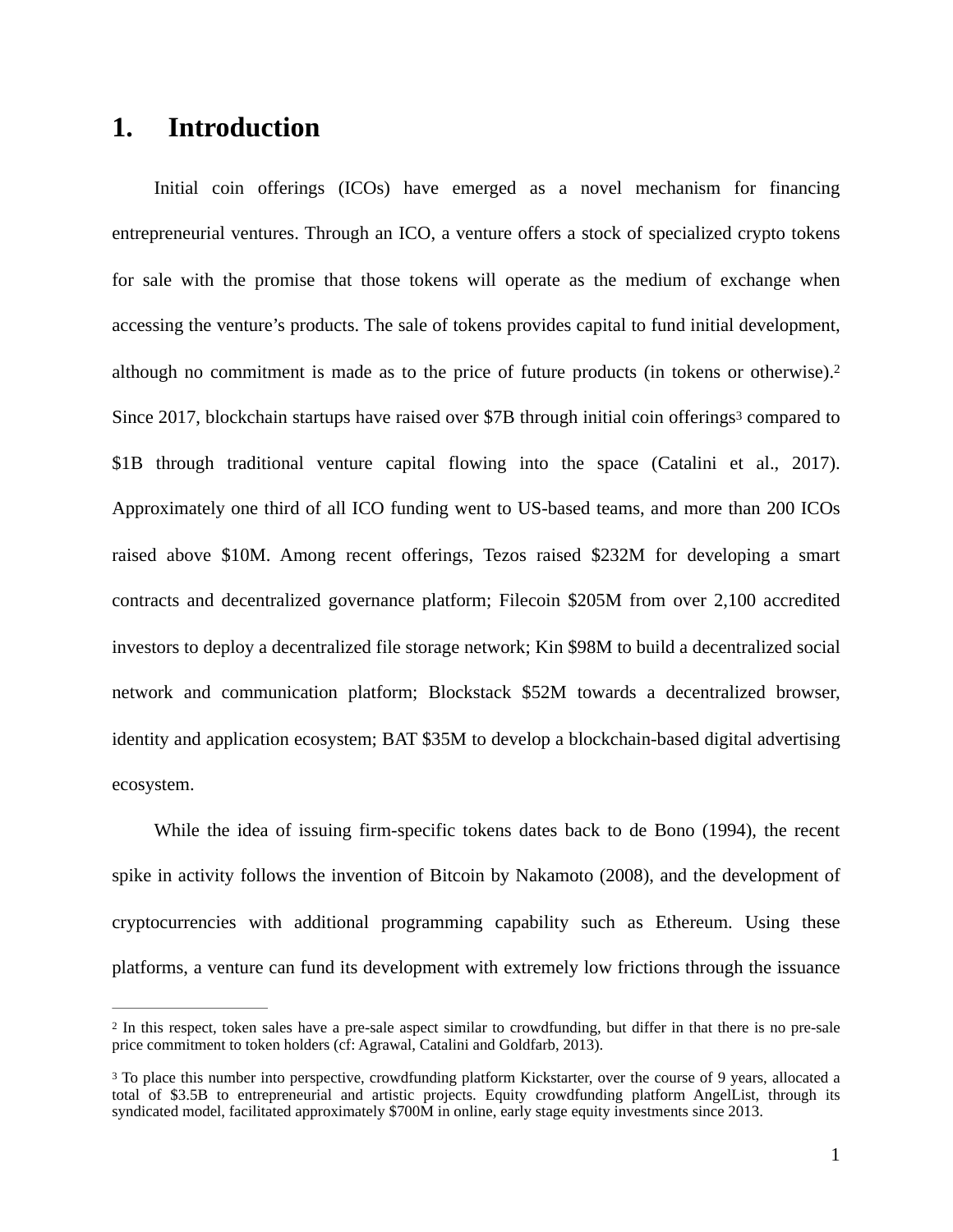# 1. Introduction

Initial coin offerings (ICOs) have emerged as a novel mechanism for financing entrepreneurial ventures. Through an ICO, a venture offers a stock of specialized crypto tokens for sale with the promise that those tokens will operate as the medium of exchange when accessing the venture's products. The sale of tokens provides capital to fund initial development, although no commitment is made as to the price of future products (in tokens or otherwise).[2] Since 2017, blockchain startups have raised over $7B through initial coin offerings[3] compared to $1B through traditional venture capital flowing into the space (Catalini et al., 2017). Approximately one third of all ICO funding went to US-based teams, and more than 200 ICOs raised above $10M. Among recent offerings, Tezos raised $232M for developing a smart contracts and decentralized governance platform; Filecoin $205M from over 2,100 accredited investors to deploy a decentralized file storage network; Kin $98M to build a decentralized social network and communication platform; Blockstack $52M towards a decentralized browser, identity and application ecosystem; BAT $35M to develop a blockchain-based digital advertising ecosystem.

While the idea of issuing firm-specific tokens dates back to de Bono (1994), the recent spike in activity follows the invention of Bitcoin by Nakamoto (2008), and the development of cryptocurrencies with additional programming capability such as Ethereum. Using these platforms, a venture can fund its development with extremely low frictions through the issuance

[2] In this respect, token sales have a pre-sale aspect similar to crowdfunding, but differ in that there is no pre-sale price commitment to token holders (cf: Agrawal, Catalini and Goldfarb, 2013).

[3] To place this number into perspective, crowdfunding platform Kickstarter, over the course of 9 years, allocated a total of $3.5B to entrepreneurial and artistic projects. Equity crowdfunding platform AngelList, through its syndicated model, facilitated approximately $700M in online, early stage equity investments since 2013.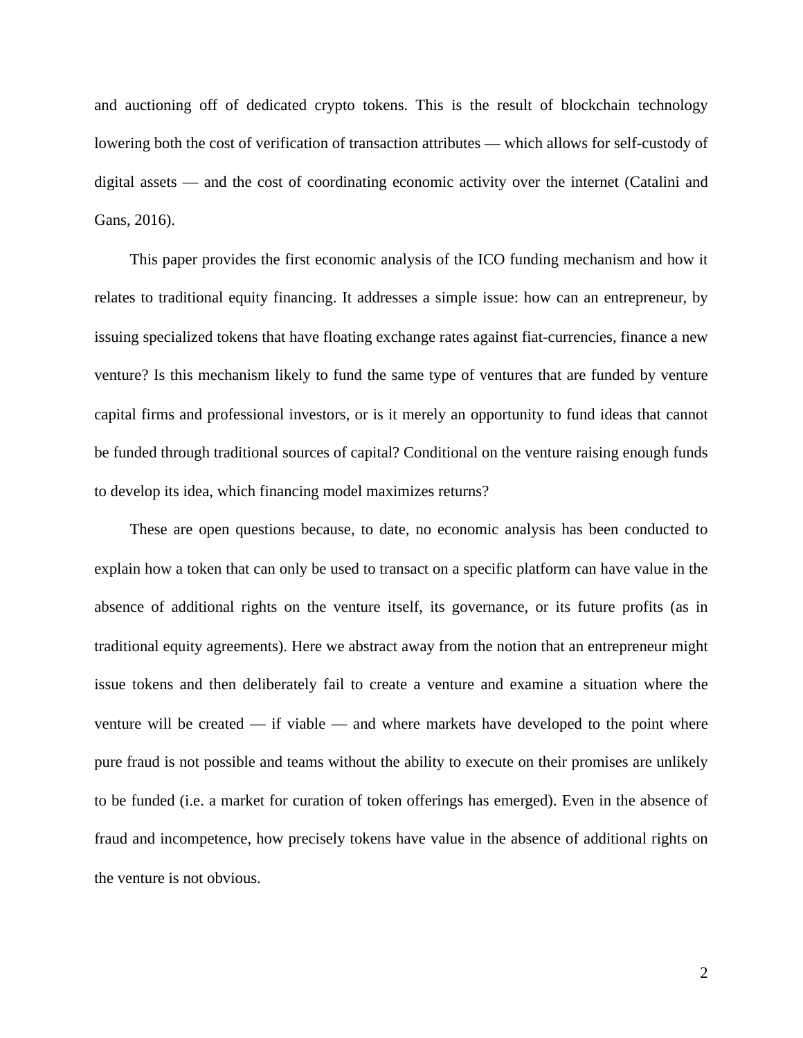and auctioning off of dedicated crypto tokens. This is the result of blockchain technology lowering both the cost of verification of transaction attributes — which allows for self-custody of digital assets — and the cost of coordinating economic activity over the internet (Catalini and Gans, 2016).

This paper provides the first economic analysis of the ICO funding mechanism and how it relates to traditional equity financing. It addresses a simple issue: how can an entrepreneur, by issuing specialized tokens that have floating exchange rates against fiat-currencies, finance a new venture? Is this mechanism likely to fund the same type of ventures that are funded by venture capital firms and professional investors, or is it merely an opportunity to fund ideas that cannot be funded through traditional sources of capital? Conditional on the venture raising enough funds to develop its idea, which financing model maximizes returns?

These are open questions because, to date, no economic analysis has been conducted to explain how a token that can only be used to transact on a specific platform can have value in the absence of additional rights on the venture itself, its governance, or its future profits (as in traditional equity agreements). Here we abstract away from the notion that an entrepreneur might issue tokens and then deliberately fail to create a venture and examine a situation where the venture will be created — if viable — and where markets have developed to the point where pure fraud is not possible and teams without the ability to execute on their promises are unlikely to be funded (i.e. a market for curation of token offerings has emerged). Even in the absence of fraud and incompetence, how precisely tokens have value in the absence of additional rights on the venture is not obvious.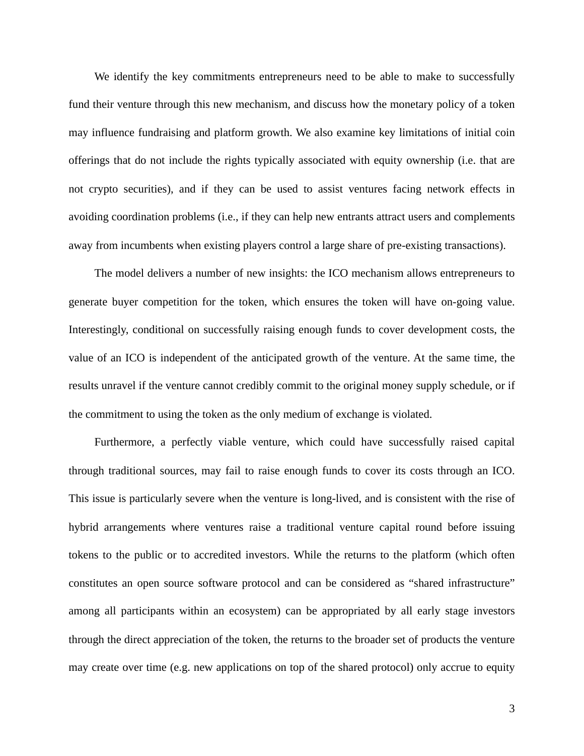We identify the key commitments entrepreneurs need to be able to make to successfully fund their venture through this new mechanism, and discuss how the monetary policy of a token may influence fundraising and platform growth. We also examine key limitations of initial coin offerings that do not include the rights typically associated with equity ownership (i.e. that are not crypto securities), and if they can be used to assist ventures facing network effects in avoiding coordination problems (i.e., if they can help new entrants attract users and complements away from incumbents when existing players control a large share of pre-existing transactions).

The model delivers a number of new insights: the ICO mechanism allows entrepreneurs to generate buyer competition for the token, which ensures the token will have on-going value. Interestingly, conditional on successfully raising enough funds to cover development costs, the value of an ICO is independent of the anticipated growth of the venture. At the same time, the results unravel if the venture cannot credibly commit to the original money supply schedule, or if the commitment to using the token as the only medium of exchange is violated.

Furthermore, a perfectly viable venture, which could have successfully raised capital through traditional sources, may fail to raise enough funds to cover its costs through an ICO. This issue is particularly severe when the venture is long-lived, and is consistent with the rise of hybrid arrangements where ventures raise a traditional venture capital round before issuing tokens to the public or to accredited investors. While the returns to the platform (which often constitutes an open source software protocol and can be considered as "shared infrastructure" among all participants within an ecosystem) can be appropriated by all early stage investors through the direct appreciation of the token, the returns to the broader set of products the venture may create over time (e.g. new applications on top of the shared protocol) only accrue to equity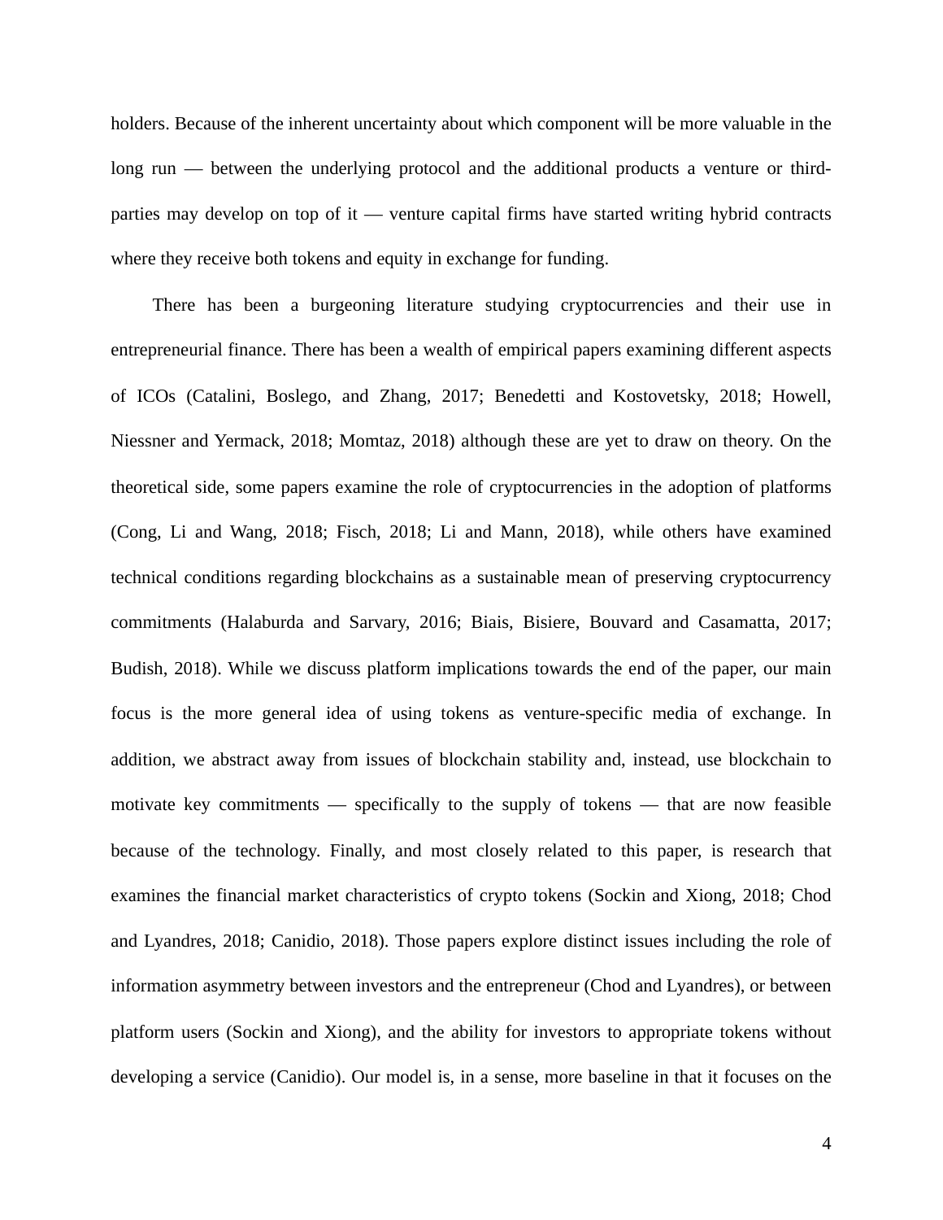holders. Because of the inherent uncertainty about which component will be more valuable in the long run — between the underlying protocol and the additional products a venture or third-parties may develop on top of it — venture capital firms have started writing hybrid contracts where they receive both tokens and equity in exchange for funding.

There has been a burgeoning literature studying cryptocurrencies and their use in entrepreneurial finance. There has been a wealth of empirical papers examining different aspects of ICOs (Catalini, Boslego, and Zhang, 2017; Benedetti and Kostovetsky, 2018; Howell, Niessner and Yermack, 2018; Momtaz, 2018) although these are yet to draw on theory. On the theoretical side, some papers examine the role of cryptocurrencies in the adoption of platforms (Cong, Li and Wang, 2018; Fisch, 2018; Li and Mann, 2018), while others have examined technical conditions regarding blockchains as a sustainable mean of preserving cryptocurrency commitments (Halaburda and Sarvary, 2016; Biais, Bisiere, Bouvard and Casamatta, 2017; Budish, 2018). While we discuss platform implications towards the end of the paper, our main focus is the more general idea of using tokens as venture-specific media of exchange. In addition, we abstract away from issues of blockchain stability and, instead, use blockchain to motivate key commitments — specifically to the supply of tokens — that are now feasible because of the technology. Finally, and most closely related to this paper, is research that examines the financial market characteristics of crypto tokens (Sockin and Xiong, 2018; Chod and Lyandres, 2018; Canidio, 2018). Those papers explore distinct issues including the role of information asymmetry between investors and the entrepreneur (Chod and Lyandres), or between platform users (Sockin and Xiong), and the ability for investors to appropriate tokens without developing a service (Canidio). Our model is, in a sense, more baseline in that it focuses on the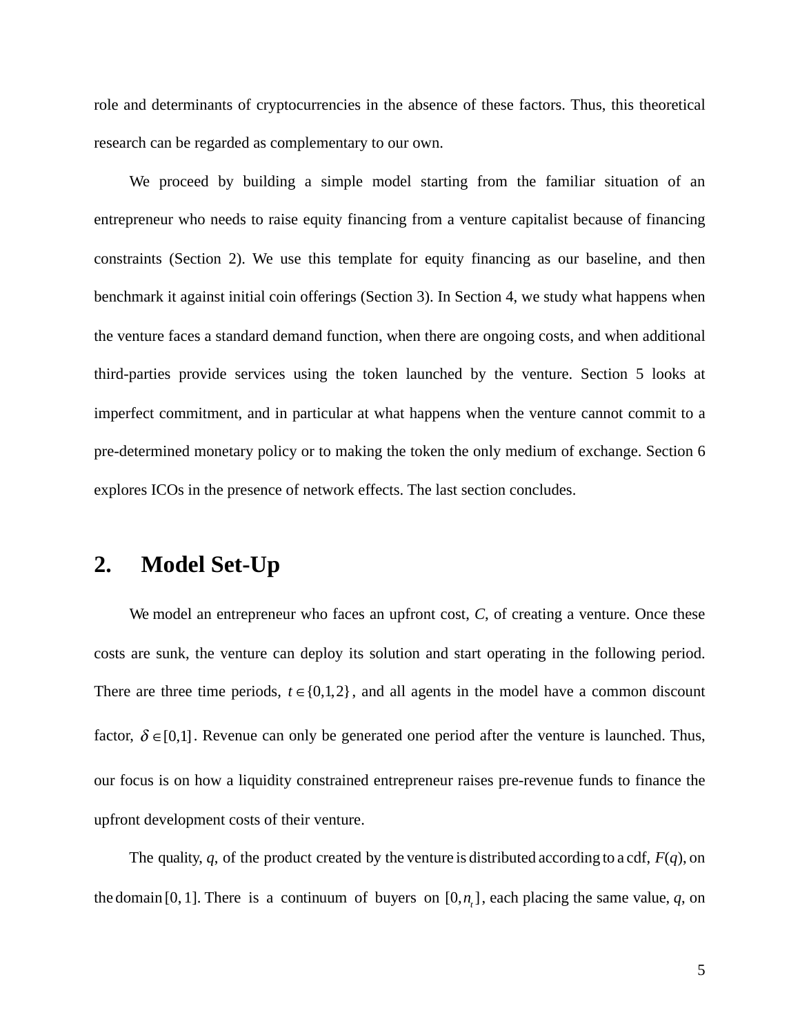role and determinants of cryptocurrencies in the absence of these factors. Thus, this theoretical research can be regarded as complementary to our own.

We proceed by building a simple model starting from the familiar situation of an entrepreneur who needs to raise equity financing from a venture capitalist because of financing constraints (Section 2). We use this template for equity financing as our baseline, and then benchmark it against initial coin offerings (Section 3). In Section 4, we study what happens when the venture faces a standard demand function, when there are ongoing costs, and when additional third-parties provide services using the token launched by the venture. Section 5 looks at imperfect commitment, and in particular at what happens when the venture cannot commit to a pre-determined monetary policy or to making the token the only medium of exchange. Section 6 explores ICOs in the presence of network effects. The last section concludes.

## 2. Model Set-Up

We model an entrepreneur who faces an upfront cost, $C$, of creating a venture. Once these costs are sunk, the venture can deploy its solution and start operating in the following period. There are three time periods, $t \in \{0,1,2\}$, and all agents in the model have a common discount factor, $\delta \in [0,1]$. Revenue can only be generated one period after the venture is launched. Thus, our focus is on how a liquidity constrained entrepreneur raises pre-revenue funds to finance the upfront development costs of their venture.

The quality, $q$, of the product created by the venture is distributed according to a cdf, $F(q)$, on the domain $[0, 1]$. There is a continuum of buyers on $[0, n_t]$, each placing the same value, $q$, on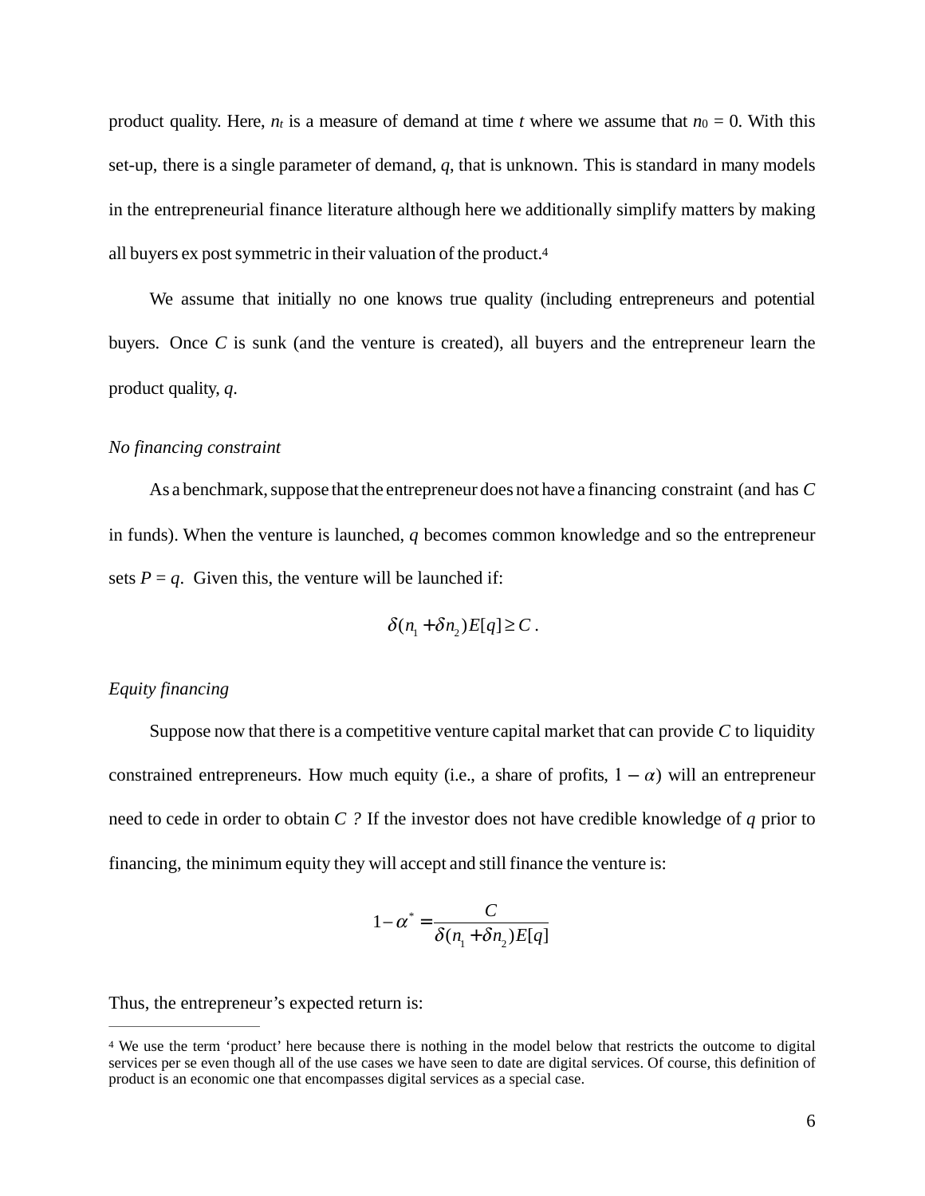product quality. Here, $n_t$ is a measure of demand at time $t$ where we assume that $n_0 = 0$. With this set-up, there is a single parameter of demand, $q$, that is unknown. This is standard in many models in the entrepreneurial finance literature although here we additionally simplify matters by making all buyers ex post symmetric in their valuation of the product.[4]

We assume that initially no one knows true quality (including entrepreneurs and potential buyers. Once $C$ is sunk (and the venture is created), all buyers and the entrepreneur learn the product quality, $q$.

*No financing constraint*

As a benchmark, suppose that the entrepreneur does not have a financing constraint (and has $C$ in funds). When the venture is launched, $q$ becomes common knowledge and so the entrepreneur sets $P = q$. Given this, the venture will be launched if:

$$\delta(n_1 + \delta n_2)E[q] \geq C .$$

*Equity financing*

Suppose now that there is a competitive venture capital market that can provide $C$ to liquidity constrained entrepreneurs. How much equity (i.e., a share of profits, $1 - \alpha$) will an entrepreneur need to cede in order to obtain $C$ ? If the investor does not have credible knowledge of $q$ prior to financing, the minimum equity they will accept and still finance the venture is:

$$1 - \alpha^* = \frac{C}{\delta(n_1 + \delta n_2)E[q]}$$

Thus, the entrepreneur's expected return is:

[4] We use the term 'product' here because there is nothing in the model below that restricts the outcome to digital services per se even though all of the use cases we have seen to date are digital services. Of course, this definition of product is an economic one that encompasses digital services as a special case.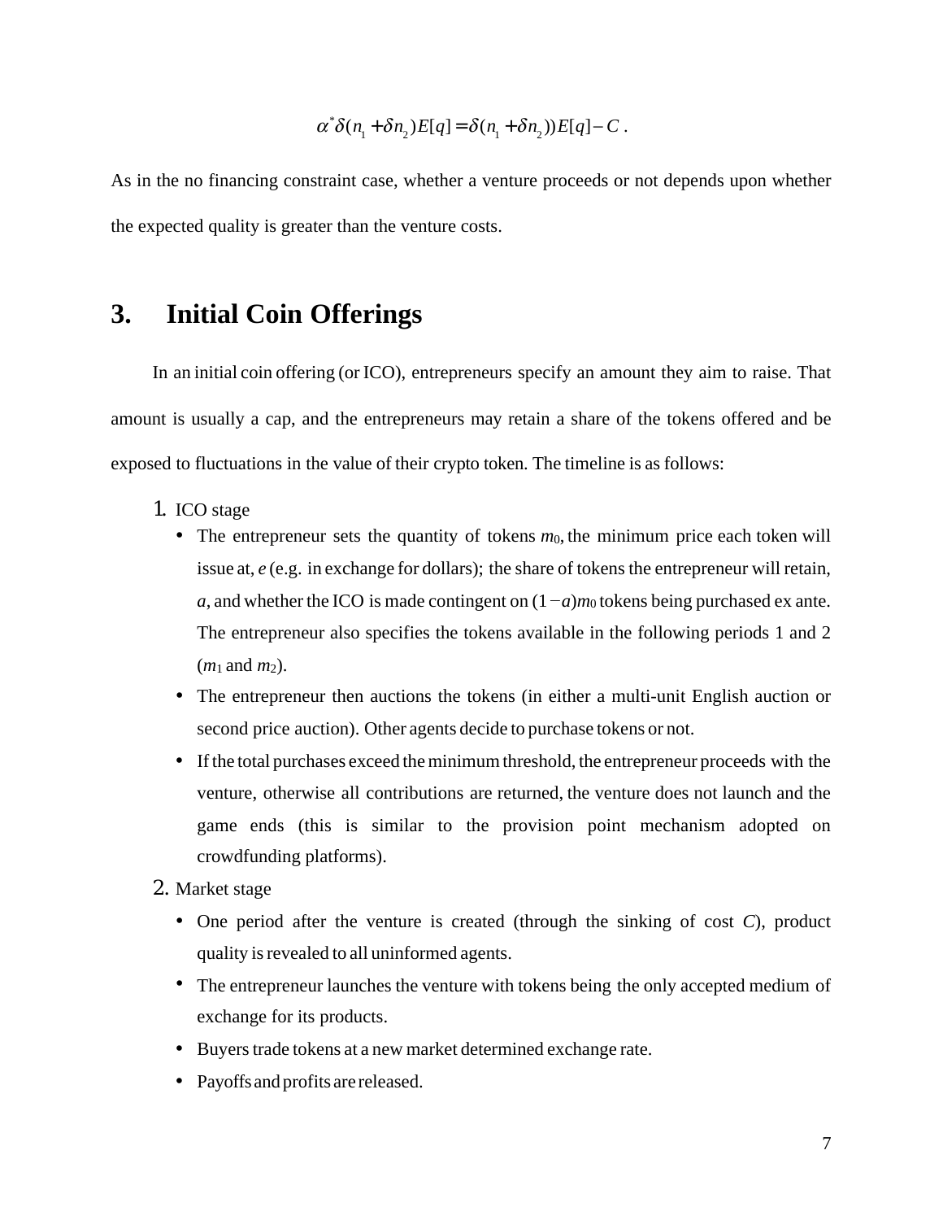$$\alpha^{*}\delta(n_1+\delta n_2)E[q]=\delta(n_1+\delta n_2))E[q]-C\ .$$

As in the no financing constraint case, whether a venture proceeds or not depends upon whether the expected quality is greater than the venture costs.

# 3. Initial Coin Offerings

In an initial coin offering (or ICO), entrepreneurs specify an amount they aim to raise. That amount is usually a cap, and the entrepreneurs may retain a share of the tokens offered and be exposed to fluctuations in the value of their crypto token. The timeline is as follows:

1. ICO stage
   - The entrepreneur sets the quantity of tokens $m_0$, the minimum price each token will issue at, $e$ (e.g. in exchange for dollars); the share of tokens the entrepreneur will retain, $a$, and whether the ICO is made contingent on $(1-a)m_0$ tokens being purchased ex ante. The entrepreneur also specifies the tokens available in the following periods 1 and 2 ($m_1$ and $m_2$).
   - The entrepreneur then auctions the tokens (in either a multi-unit English auction or second price auction). Other agents decide to purchase tokens or not.
   - If the total purchases exceed the minimum threshold, the entrepreneur proceeds with the venture, otherwise all contributions are returned, the venture does not launch and the game ends (this is similar to the provision point mechanism adopted on crowdfunding platforms).
2. Market stage
   - One period after the venture is created (through the sinking of cost $C$), product quality is revealed to all uninformed agents.
   - The entrepreneur launches the venture with tokens being the only accepted medium of exchange for its products.
   - Buyers trade tokens at a new market determined exchange rate.
   - Payoffs and profits are released.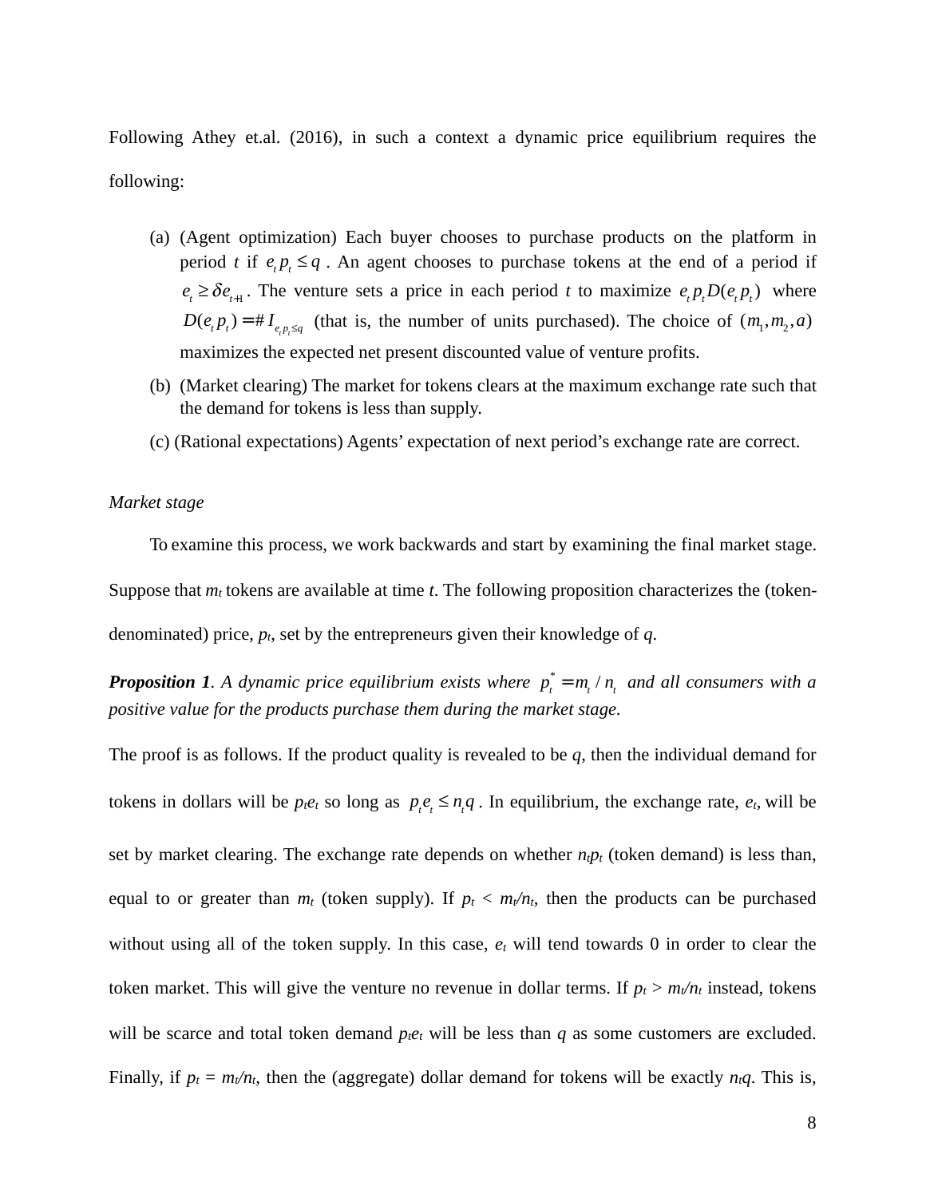Following Athey et.al. (2016), in such a context a dynamic price equilibrium requires the following:

(a) (Agent optimization) Each buyer chooses to purchase products on the platform in period $t$ if $e_t p_t \leq q$. An agent chooses to purchase tokens at the end of a period if $e_t \geq \delta e_{t+1}$. The venture sets a price in each period $t$ to maximize $e_t p_t D(e_t p_t)$ where $D(e_t p_t) = \# I_{e_t p_t \leq q}$ (that is, the number of units purchased). The choice of $(m_1, m_2, a)$ maximizes the expected net present discounted value of venture profits.

(b) (Market clearing) The market for tokens clears at the maximum exchange rate such that the demand for tokens is less than supply.

(c) (Rational expectations) Agents' expectation of next period's exchange rate are correct.

*Market stage*

To examine this process, we work backwards and start by examining the final market stage. Suppose that $m_t$ tokens are available at time $t$. The following proposition characterizes the (token-denominated) price, $p_t$, set by the entrepreneurs given their knowledge of $q$.

***Proposition 1****. A dynamic price equilibrium exists where $p_t^* = m_t / n_t$ and all consumers with a positive value for the products purchase them during the market stage.*

The proof is as follows. If the product quality is revealed to be $q$, then the individual demand for tokens in dollars will be $p_t e_t$ so long as $p_t e_t \leq n_t q$. In equilibrium, the exchange rate, $e_t$, will be set by market clearing. The exchange rate depends on whether $n_t p_t$ (token demand) is less than, equal to or greater than $m_t$ (token supply). If $p_t < m_t/n_t$, then the products can be purchased without using all of the token supply. In this case, $e_t$ will tend towards 0 in order to clear the token market. This will give the venture no revenue in dollar terms. If $p_t > m_t/n_t$ instead, tokens will be scarce and total token demand $p_t e_t$ will be less than $q$ as some customers are excluded. Finally, if $p_t = m_t/n_t$, then the (aggregate) dollar demand for tokens will be exactly $n_t q$. This is,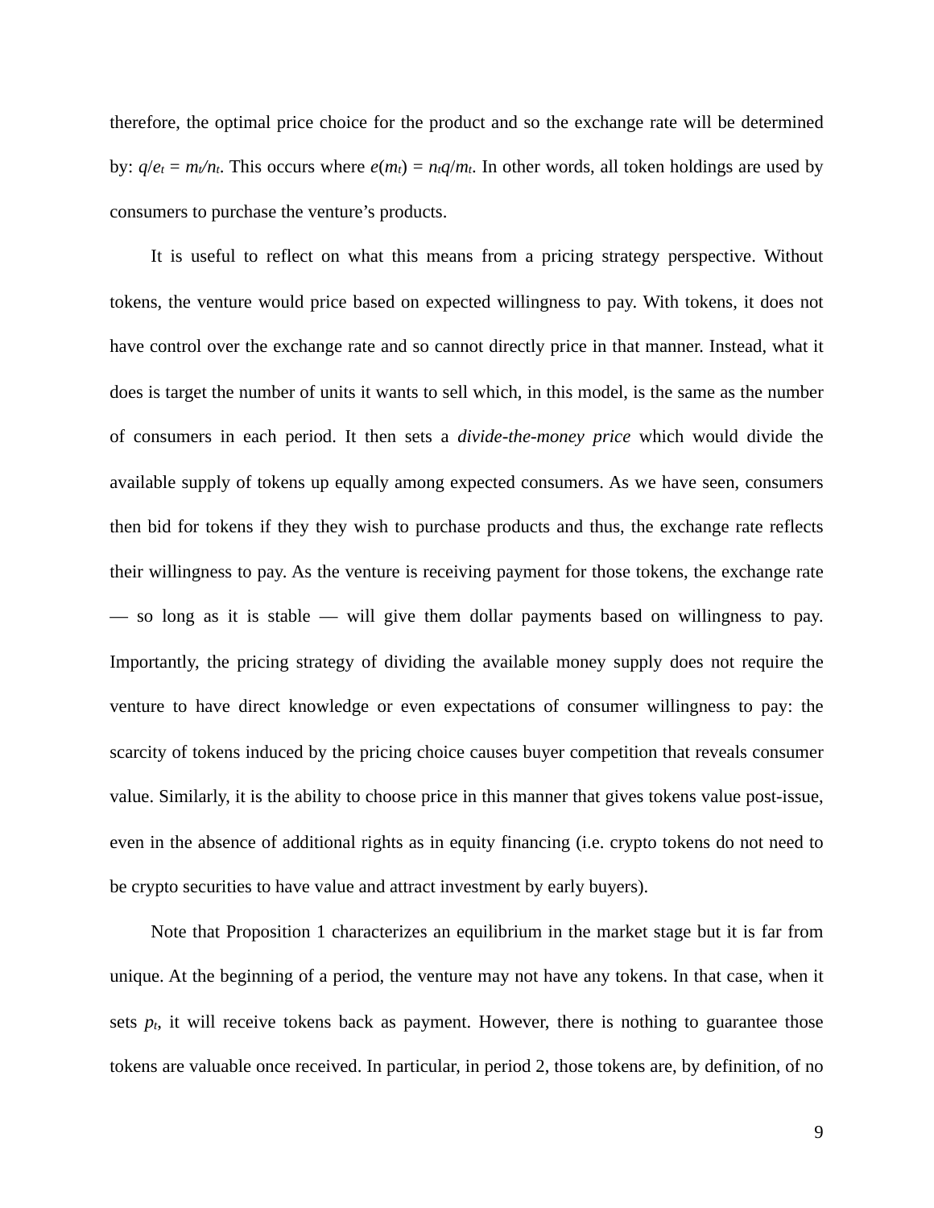therefore, the optimal price choice for the product and so the exchange rate will be determined by: $q/e_t = m_t/n_t$. This occurs where $e(m_t) = n_t q/m_t$. In other words, all token holdings are used by consumers to purchase the venture's products.

It is useful to reflect on what this means from a pricing strategy perspective. Without tokens, the venture would price based on expected willingness to pay. With tokens, it does not have control over the exchange rate and so cannot directly price in that manner. Instead, what it does is target the number of units it wants to sell which, in this model, is the same as the number of consumers in each period. It then sets a *divide-the-money price* which would divide the available supply of tokens up equally among expected consumers. As we have seen, consumers then bid for tokens if they they wish to purchase products and thus, the exchange rate reflects their willingness to pay. As the venture is receiving payment for those tokens, the exchange rate — so long as it is stable — will give them dollar payments based on willingness to pay. Importantly, the pricing strategy of dividing the available money supply does not require the venture to have direct knowledge or even expectations of consumer willingness to pay: the scarcity of tokens induced by the pricing choice causes buyer competition that reveals consumer value. Similarly, it is the ability to choose price in this manner that gives tokens value post-issue, even in the absence of additional rights as in equity financing (i.e. crypto tokens do not need to be crypto securities to have value and attract investment by early buyers).

Note that Proposition 1 characterizes an equilibrium in the market stage but it is far from unique. At the beginning of a period, the venture may not have any tokens. In that case, when it sets $p_t$, it will receive tokens back as payment. However, there is nothing to guarantee those tokens are valuable once received. In particular, in period 2, those tokens are, by definition, of no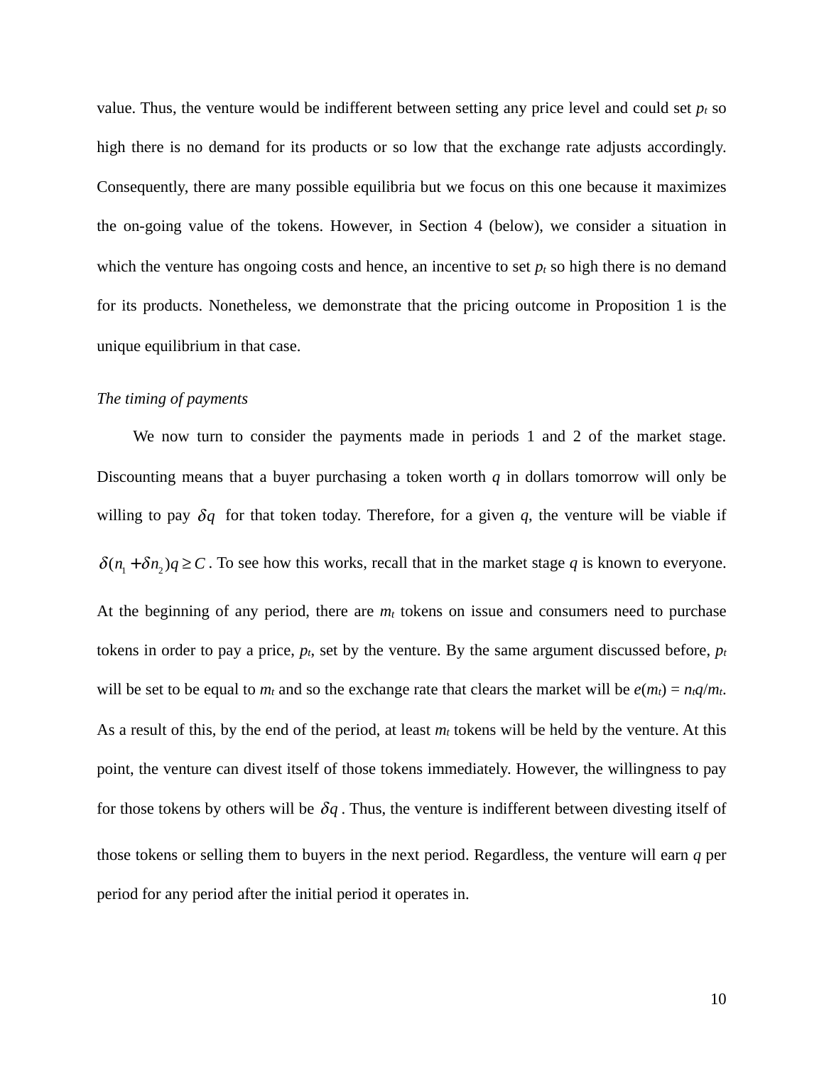value. Thus, the venture would be indifferent between setting any price level and could set $p_t$ so high there is no demand for its products or so low that the exchange rate adjusts accordingly. Consequently, there are many possible equilibria but we focus on this one because it maximizes the on-going value of the tokens. However, in Section 4 (below), we consider a situation in which the venture has ongoing costs and hence, an incentive to set $p_t$ so high there is no demand for its products. Nonetheless, we demonstrate that the pricing outcome in Proposition 1 is the unique equilibrium in that case.

*The timing of payments*

We now turn to consider the payments made in periods 1 and 2 of the market stage. Discounting means that a buyer purchasing a token worth $q$ in dollars tomorrow will only be willing to pay $\delta q$ for that token today. Therefore, for a given $q$, the venture will be viable if $\delta(n_1 + \delta n_2)q \geq C$. To see how this works, recall that in the market stage $q$ is known to everyone. At the beginning of any period, there are $m_t$ tokens on issue and consumers need to purchase tokens in order to pay a price, $p_t$, set by the venture. By the same argument discussed before, $p_t$ will be set to be equal to $m_t$ and so the exchange rate that clears the market will be $e(m_t) = n_t q/m_t$. As a result of this, by the end of the period, at least $m_t$ tokens will be held by the venture. At this point, the venture can divest itself of those tokens immediately. However, the willingness to pay for those tokens by others will be $\delta q$. Thus, the venture is indifferent between divesting itself of those tokens or selling them to buyers in the next period. Regardless, the venture will earn $q$ per period for any period after the initial period it operates in.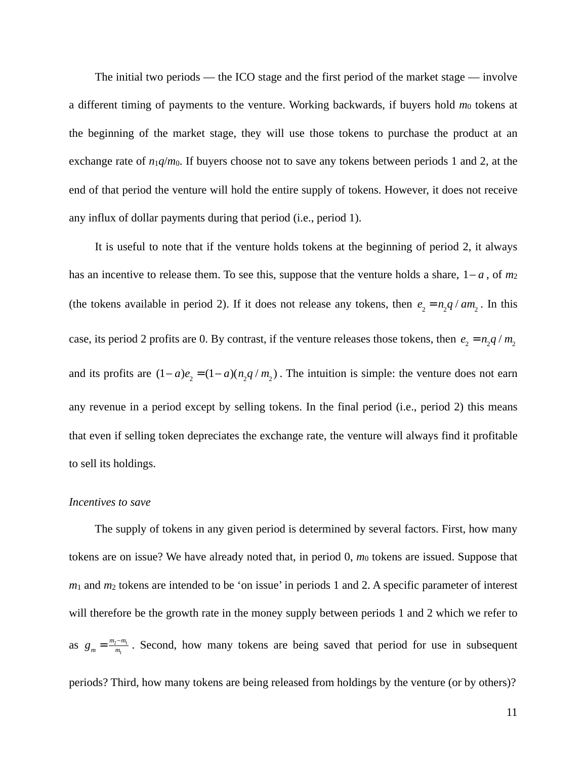The initial two periods — the ICO stage and the first period of the market stage — involve a different timing of payments to the venture. Working backwards, if buyers hold $m_0$ tokens at the beginning of the market stage, they will use those tokens to purchase the product at an exchange rate of $n_1q/m_0$. If buyers choose not to save any tokens between periods 1 and 2, at the end of that period the venture will hold the entire supply of tokens. However, it does not receive any influx of dollar payments during that period (i.e., period 1).

It is useful to note that if the venture holds tokens at the beginning of period 2, it always has an incentive to release them. To see this, suppose that the venture holds a share, $1-a$, of $m_2$ (the tokens available in period 2). If it does not release any tokens, then $e_2 = n_2q/am_2$. In this case, its period 2 profits are 0. By contrast, if the venture releases those tokens, then $e_2 = n_2q/m_2$ and its profits are $(1-a)e_2 = (1-a)(n_2q/m_2)$. The intuition is simple: the venture does not earn any revenue in a period except by selling tokens. In the final period (i.e., period 2) this means that even if selling token depreciates the exchange rate, the venture will always find it profitable to sell its holdings.

*Incentives to save*

The supply of tokens in any given period is determined by several factors. First, how many tokens are on issue? We have already noted that, in period 0, $m_0$ tokens are issued. Suppose that $m_1$ and $m_2$ tokens are intended to be 'on issue' in periods 1 and 2. A specific parameter of interest will therefore be the growth rate in the money supply between periods 1 and 2 which we refer to as $g_m = \frac{m_2 - m_1}{m_1}$. Second, how many tokens are being saved that period for use in subsequent periods? Third, how many tokens are being released from holdings by the venture (or by others)?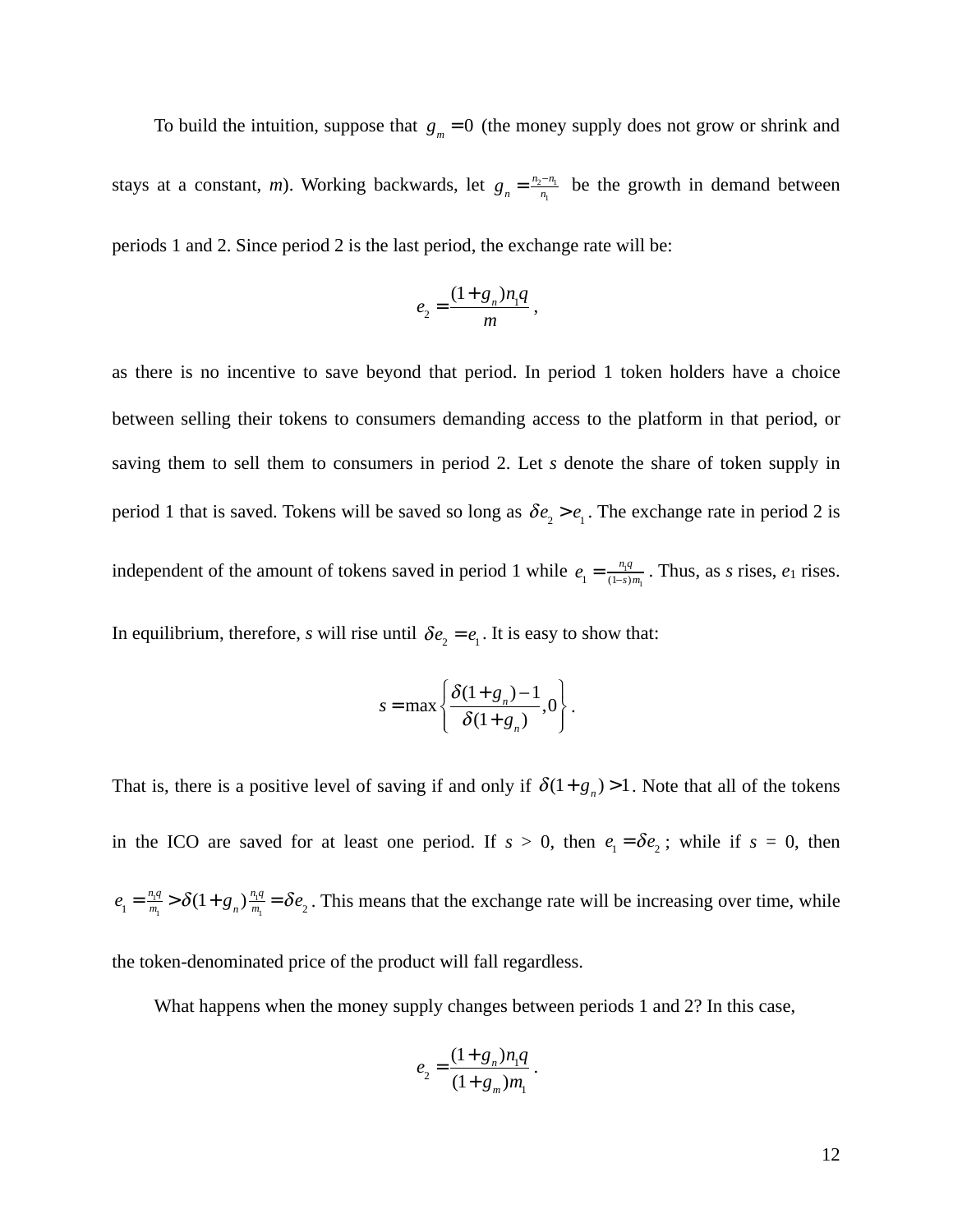To build the intuition, suppose that $g_m = 0$ (the money supply does not grow or shrink and stays at a constant, *m*). Working backwards, let $g_n = \frac{n_2 - n_1}{n_1}$ be the growth in demand between periods 1 and 2. Since period 2 is the last period, the exchange rate will be:

$$e_2 = \frac{(1+g_n)n_1 q}{m},$$

as there is no incentive to save beyond that period. In period 1 token holders have a choice between selling their tokens to consumers demanding access to the platform in that period, or saving them to sell them to consumers in period 2. Let *s* denote the share of token supply in period 1 that is saved. Tokens will be saved so long as $\delta e_2 > e_1$. The exchange rate in period 2 is independent of the amount of tokens saved in period 1 while $e_1 = \frac{n_1 q}{(1-s)m_1}$. Thus, as *s* rises, $e_1$ rises. In equilibrium, therefore, *s* will rise until $\delta e_2 = e_1$. It is easy to show that:

$$s = \max\left\{\frac{\delta(1+g_n)-1}{\delta(1+g_n)}, 0\right\}.$$

That is, there is a positive level of saving if and only if $\delta(1+g_n) > 1$. Note that all of the tokens in the ICO are saved for at least one period. If $s > 0$, then $e_1 = \delta e_2$; while if $s = 0$, then $e_1 = \frac{n_1 q}{m_1} > \delta(1+g_n)\frac{n_1 q}{m_1} = \delta e_2$. This means that the exchange rate will be increasing over time, while the token-denominated price of the product will fall regardless.

What happens when the money supply changes between periods 1 and 2? In this case,

$$e_2 = \frac{(1+g_n)n_1 q}{(1+g_m)m_1}.$$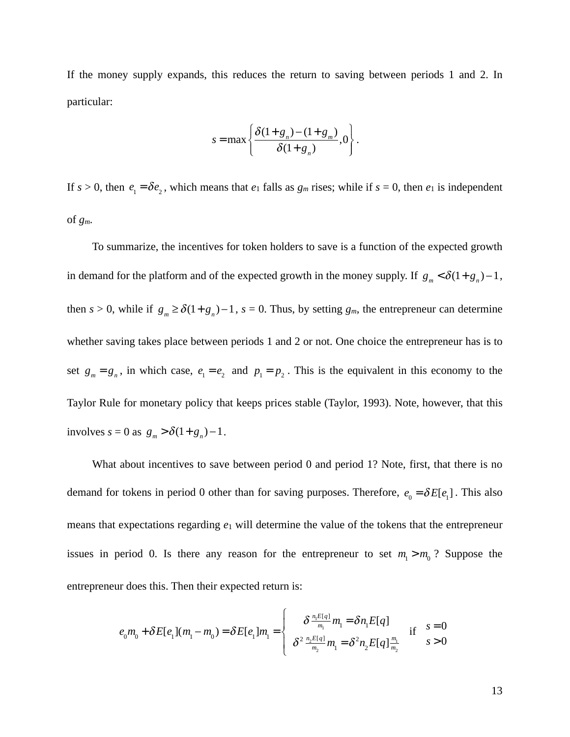If the money supply expands, this reduces the return to saving between periods 1 and 2. In particular:

$$s = \max\left\{\frac{\delta(1+g_n)-(1+g_m)}{\delta(1+g_n)}, 0\right\}.$$

If $s > 0$, then $e_1 = \delta e_2$, which means that $e_1$ falls as $g_m$ rises; while if $s = 0$, then $e_1$ is independent of $g_m$.

To summarize, the incentives for token holders to save is a function of the expected growth in demand for the platform and of the expected growth in the money supply. If $g_m < \delta(1+g_n)-1$, then $s > 0$, while if $g_m \geq \delta(1+g_n)-1$, $s = 0$. Thus, by setting $g_m$, the entrepreneur can determine whether saving takes place between periods 1 and 2 or not. One choice the entrepreneur has is to set $g_m = g_n$, in which case, $e_1 = e_2$ and $p_1 = p_2$. This is the equivalent in this economy to the Taylor Rule for monetary policy that keeps prices stable (Taylor, 1993). Note, however, that this involves $s = 0$ as $g_m > \delta(1+g_n)-1$.

What about incentives to save between period 0 and period 1? Note, first, that there is no demand for tokens in period 0 other than for saving purposes. Therefore, $e_0 = \delta E[e_1]$. This also means that expectations regarding $e_1$ will determine the value of the tokens that the entrepreneur issues in period 0. Is there any reason for the entrepreneur to set $m_1 > m_0$? Suppose the entrepreneur does this. Then their expected return is:

$$e_0 m_0 + \delta E[e_1](m_1 - m_0) = \delta E[e_1] m_1 = \begin{cases} \delta \frac{n_1 E[q]}{m_1} m_1 = \delta n_1 E[q] & \text{if } s = 0 \\ \delta^2 \frac{n_2 E[q]}{m_2} m_1 = \delta^2 n_2 E[q] \frac{m_1}{m_2} & \quad\;\; s > 0 \end{cases}$$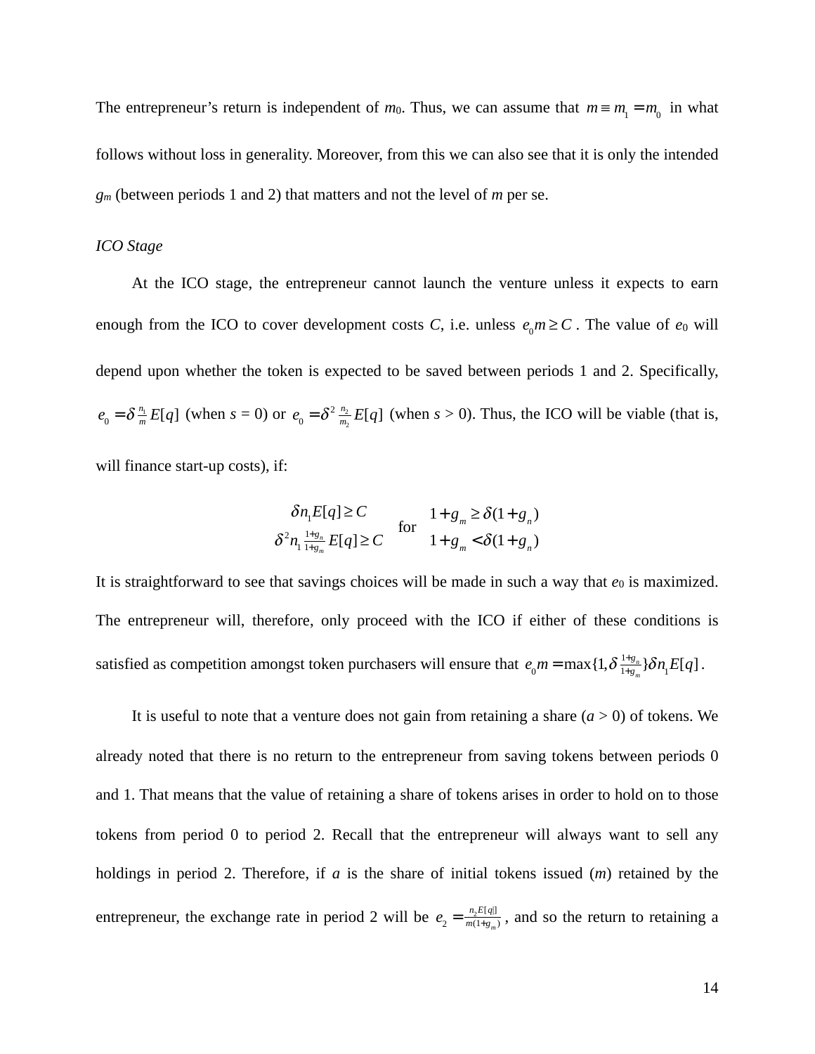The entrepreneur's return is independent of $m_0$. Thus, we can assume that $m \equiv m_1 = m_0$ in what follows without loss in generality. Moreover, from this we can also see that it is only the intended $g_m$ (between periods 1 and 2) that matters and not the level of $m$ per se.

*ICO Stage*

At the ICO stage, the entrepreneur cannot launch the venture unless it expects to earn enough from the ICO to cover development costs $C$, i.e. unless $e_0 m \geq C$. The value of $e_0$ will depend upon whether the token is expected to be saved between periods 1 and 2. Specifically, $e_0 = \delta \frac{n_1}{m} E[q]$ (when $s = 0$) or $e_0 = \delta^2 \frac{n_2}{m_2} E[q]$ (when $s > 0$). Thus, the ICO will be viable (that is, will finance start-up costs), if:

$$\begin{matrix} \delta n_1 E[q] \geq C \\ \delta^2 n_1 \frac{1+g_n}{1+g_m} E[q] \geq C \end{matrix} \quad \text{for} \quad \begin{matrix} 1+g_m \geq \delta(1+g_n) \\ 1+g_m < \delta(1+g_n) \end{matrix}$$

It is straightforward to see that savings choices will be made in such a way that $e_0$ is maximized. The entrepreneur will, therefore, only proceed with the ICO if either of these conditions is satisfied as competition amongst token purchasers will ensure that $e_0 m = \max\{1, \delta \frac{1+g_n}{1+g_m}\} \delta n_1 E[q]$.

It is useful to note that a venture does not gain from retaining a share ($a > 0$) of tokens. We already noted that there is no return to the entrepreneur from saving tokens between periods 0 and 1. That means that the value of retaining a share of tokens arises in order to hold on to those tokens from period 0 to period 2. Recall that the entrepreneur will always want to sell any holdings in period 2. Therefore, if $a$ is the share of initial tokens issued ($m$) retained by the entrepreneur, the exchange rate in period 2 will be $e_2 = \frac{n_2 E[q]}{m(1+g_m)}$, and so the return to retaining a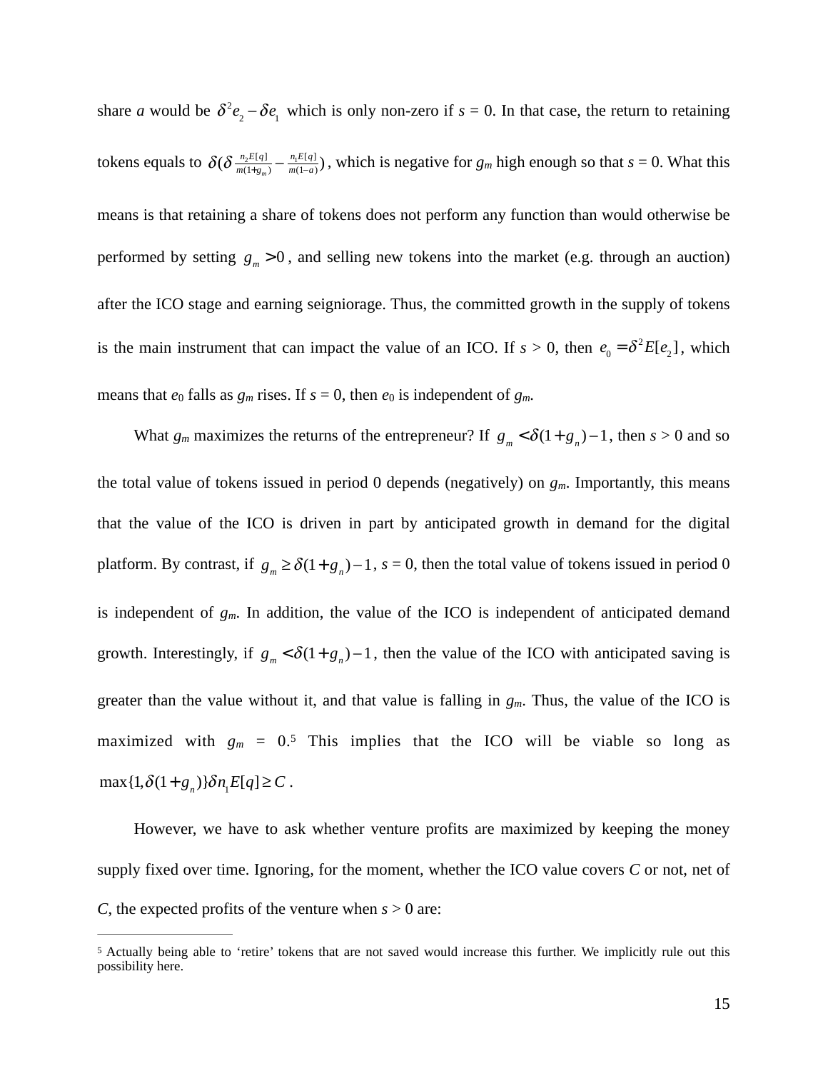share *a* would be $\delta^2 e_2 - \delta e_1$ which is only non-zero if $s = 0$. In that case, the return to retaining tokens equals to $\delta(\delta \frac{n_2 E[q]}{m(1+g_m)} - \frac{n_1 E[q]}{m(1-a)})$, which is negative for $g_m$ high enough so that $s = 0$. What this means is that retaining a share of tokens does not perform any function than would otherwise be performed by setting $g_m > 0$, and selling new tokens into the market (e.g. through an auction) after the ICO stage and earning seigniorage. Thus, the committed growth in the supply of tokens is the main instrument that can impact the value of an ICO. If $s > 0$, then $e_0 = \delta^2 E[e_2]$, which means that $e_0$ falls as $g_m$ rises. If $s = 0$, then $e_0$ is independent of $g_m$.

What $g_m$ maximizes the returns of the entrepreneur? If $g_m < \delta(1+g_n) - 1$, then $s > 0$ and so the total value of tokens issued in period 0 depends (negatively) on $g_m$. Importantly, this means that the value of the ICO is driven in part by anticipated growth in demand for the digital platform. By contrast, if $g_m \geq \delta(1+g_n) - 1$, $s = 0$, then the total value of tokens issued in period 0 is independent of $g_m$. In addition, the value of the ICO is independent of anticipated demand growth. Interestingly, if $g_m < \delta(1+g_n) - 1$, then the value of the ICO with anticipated saving is greater than the value without it, and that value is falling in $g_m$. Thus, the value of the ICO is maximized with $g_m = 0$.[5] This implies that the ICO will be viable so long as $\max\{1, \delta(1+g_n)\}\delta n_1 E[q] \geq C$.

However, we have to ask whether venture profits are maximized by keeping the money supply fixed over time. Ignoring, for the moment, whether the ICO value covers *C* or not, net of *C*, the expected profits of the venture when $s > 0$ are:

---

[5] Actually being able to 'retire' tokens that are not saved would increase this further. We implicitly rule out this possibility here.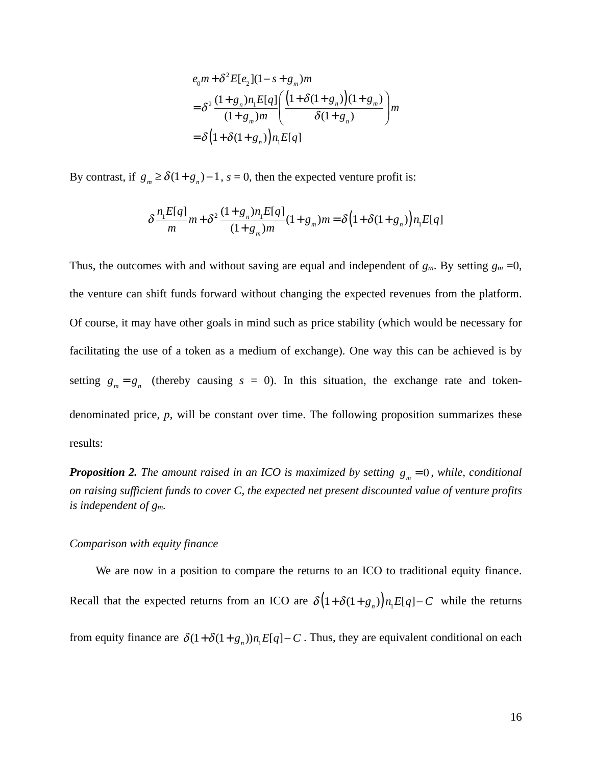$$
\begin{aligned}
&e_0 m + \delta^2 E[e_2](1 - s + g_m)m \\
&= \delta^2 \frac{(1+g_n)n_1 E[q]}{(1+g_m)m} \left( \frac{\left(1+\delta(1+g_n)\right)(1+g_m)}{\delta(1+g_n)} \right) m \\
&= \delta\left(1+\delta(1+g_n)\right) n_1 E[q]
\end{aligned}
$$

By contrast, if $g_m \geq \delta(1+g_n) - 1$, $s = 0$, then the expected venture profit is:

$$
\delta \frac{n_1 E[q]}{m} m + \delta^2 \frac{(1+g_n)n_1 E[q]}{(1+g_m)m}(1+g_m)m = \delta\left(1+\delta(1+g_n)\right) n_1 E[q]
$$

Thus, the outcomes with and without saving are equal and independent of $g_m$. By setting $g_m = 0$, the venture can shift funds forward without changing the expected revenues from the platform. Of course, it may have other goals in mind such as price stability (which would be necessary for facilitating the use of a token as a medium of exchange). One way this can be achieved is by setting $g_m = g_n$ (thereby causing $s = 0$). In this situation, the exchange rate and token-denominated price, $p$, will be constant over time. The following proposition summarizes these results:

***Proposition 2.*** *The amount raised in an ICO is maximized by setting $g_m = 0$, while, conditional on raising sufficient funds to cover C, the expected net present discounted value of venture profits is independent of $g_m$.*

*Comparison with equity finance*

We are now in a position to compare the returns to an ICO to traditional equity finance. Recall that the expected returns from an ICO are $\delta\left(1+\delta(1+g_n)\right)n_1 E[q] - C$ while the returns from equity finance are $\delta(1+\delta(1+g_n))n_1 E[q] - C$. Thus, they are equivalent conditional on each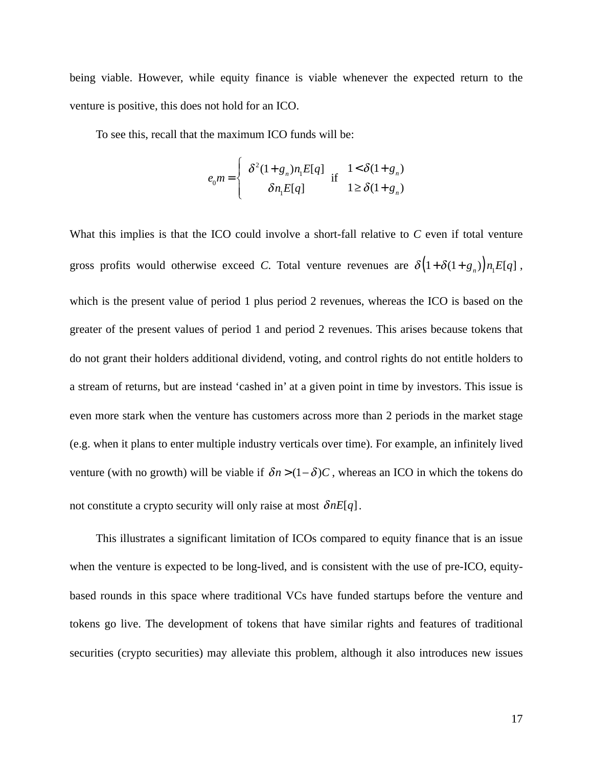being viable. However, while equity finance is viable whenever the expected return to the venture is positive, this does not hold for an ICO.

To see this, recall that the maximum ICO funds will be:

$$e_0 m = \begin{cases} \delta^2(1+g_n)n_1 E[q] & \text{if} \quad 1 < \delta(1+g_n) \\ \delta n_1 E[q] & \quad\quad 1 \geq \delta(1+g_n) \end{cases}$$

What this implies is that the ICO could involve a short-fall relative to *C* even if total venture gross profits would otherwise exceed *C*. Total venture revenues are $\delta\big(1+\delta(1+g_n)\big)n_1 E[q]$, which is the present value of period 1 plus period 2 revenues, whereas the ICO is based on the greater of the present values of period 1 and period 2 revenues. This arises because tokens that do not grant their holders additional dividend, voting, and control rights do not entitle holders to a stream of returns, but are instead 'cashed in' at a given point in time by investors. This issue is even more stark when the venture has customers across more than 2 periods in the market stage (e.g. when it plans to enter multiple industry verticals over time). For example, an infinitely lived venture (with no growth) will be viable if $\delta n > (1-\delta)C$, whereas an ICO in which the tokens do not constitute a crypto security will only raise at most $\delta n E[q]$.

This illustrates a significant limitation of ICOs compared to equity finance that is an issue when the venture is expected to be long-lived, and is consistent with the use of pre-ICO, equity-based rounds in this space where traditional VCs have funded startups before the venture and tokens go live. The development of tokens that have similar rights and features of traditional securities (crypto securities) may alleviate this problem, although it also introduces new issues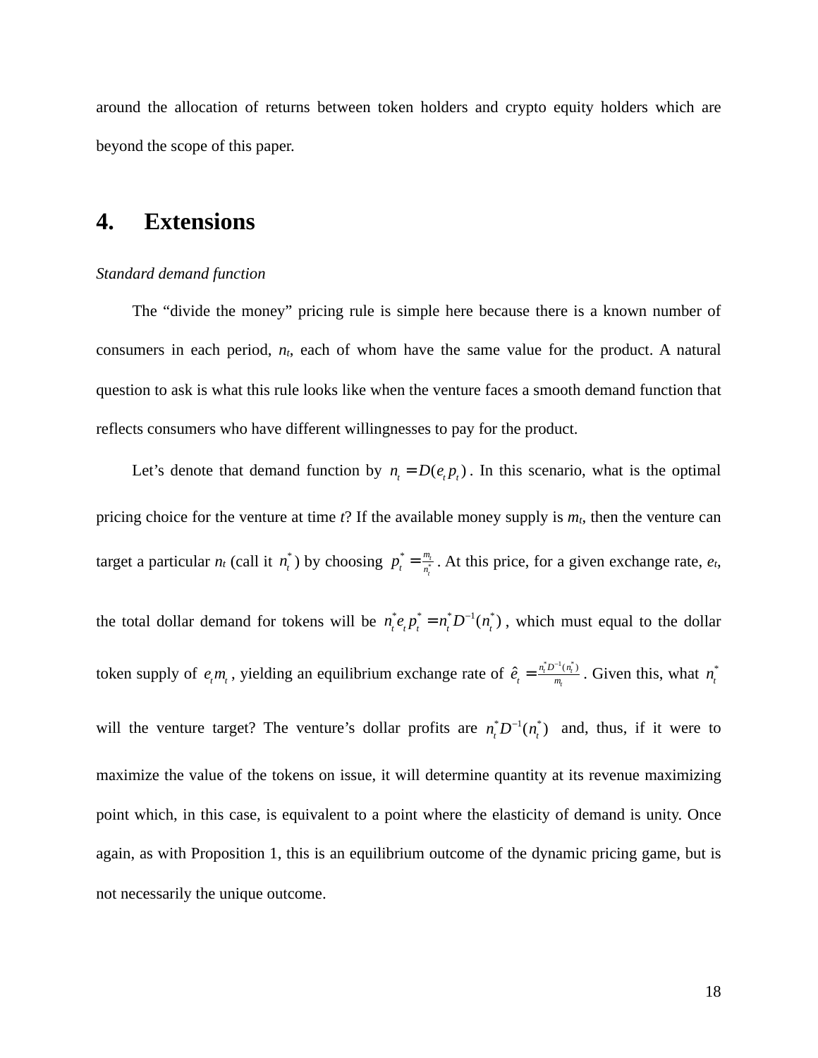around the allocation of returns between token holders and crypto equity holders which are beyond the scope of this paper.

# 4. Extensions

*Standard demand function*

The "divide the money" pricing rule is simple here because there is a known number of consumers in each period, $n_t$, each of whom have the same value for the product. A natural question to ask is what this rule looks like when the venture faces a smooth demand function that reflects consumers who have different willingnesses to pay for the product.

Let's denote that demand function by $n_t = D(e_t p_t)$. In this scenario, what is the optimal pricing choice for the venture at time $t$? If the available money supply is $m_t$, then the venture can target a particular $n_t$ (call it $n_t^*$) by choosing $p_t^* = \frac{m_t}{n_t^*}$. At this price, for a given exchange rate, $e_t$, the total dollar demand for tokens will be $n_t^* e_t p_t^* = n_t^* D^{-1}(n_t^*)$, which must equal to the dollar token supply of $e_t m_t$, yielding an equilibrium exchange rate of $\hat{e}_t = \frac{n_t^* D^{-1}(n_t^*)}{m_t}$. Given this, what $n_t^*$ will the venture target? The venture's dollar profits are $n_t^* D^{-1}(n_t^*)$ and, thus, if it were to maximize the value of the tokens on issue, it will determine quantity at its revenue maximizing point which, in this case, is equivalent to a point where the elasticity of demand is unity. Once again, as with Proposition 1, this is an equilibrium outcome of the dynamic pricing game, but is not necessarily the unique outcome.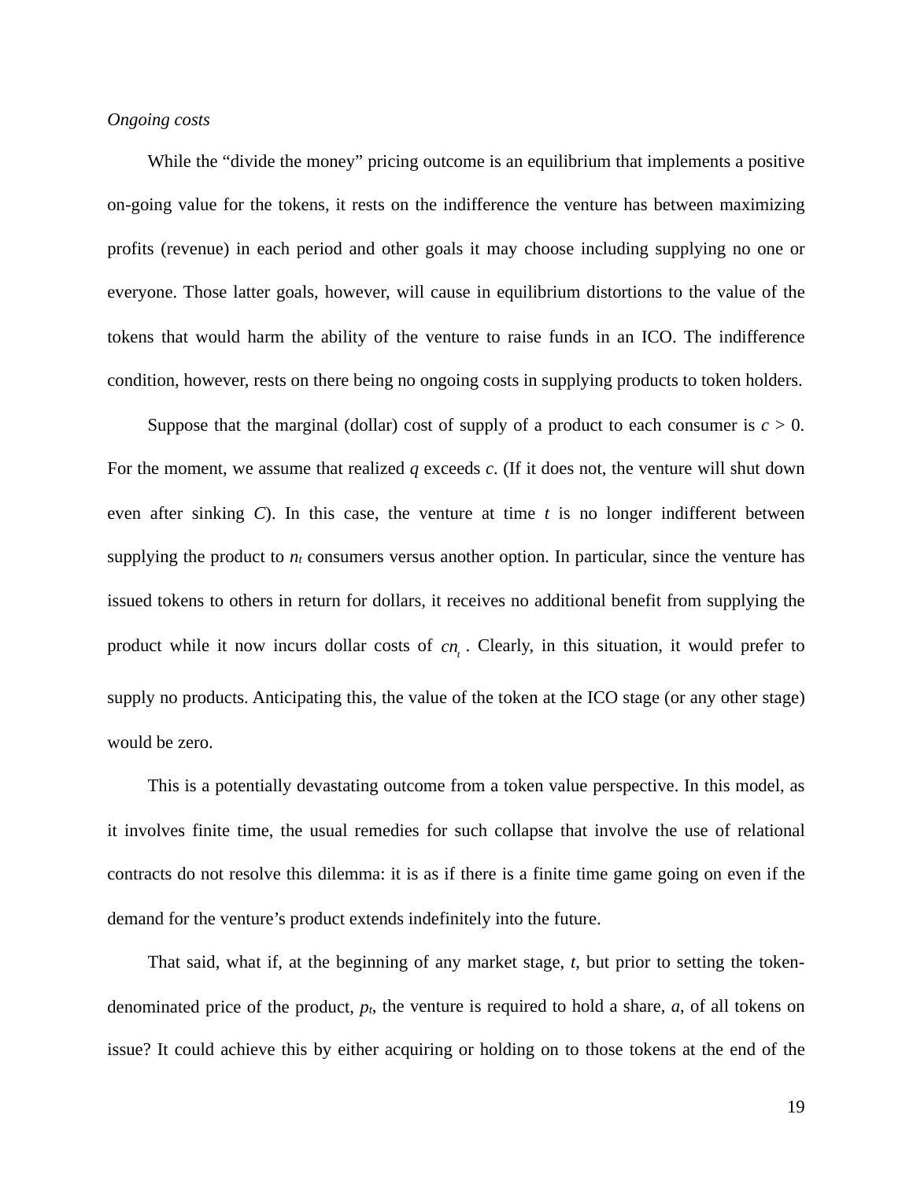*Ongoing costs*

While the "divide the money" pricing outcome is an equilibrium that implements a positive on-going value for the tokens, it rests on the indifference the venture has between maximizing profits (revenue) in each period and other goals it may choose including supplying no one or everyone. Those latter goals, however, will cause in equilibrium distortions to the value of the tokens that would harm the ability of the venture to raise funds in an ICO. The indifference condition, however, rests on there being no ongoing costs in supplying products to token holders.

Suppose that the marginal (dollar) cost of supply of a product to each consumer is $c > 0$. For the moment, we assume that realized $q$ exceeds $c$. (If it does not, the venture will shut down even after sinking $C$). In this case, the venture at time $t$ is no longer indifferent between supplying the product to $n_t$ consumers versus another option. In particular, since the venture has issued tokens to others in return for dollars, it receives no additional benefit from supplying the product while it now incurs dollar costs of $cn_t$. Clearly, in this situation, it would prefer to supply no products. Anticipating this, the value of the token at the ICO stage (or any other stage) would be zero.

This is a potentially devastating outcome from a token value perspective. In this model, as it involves finite time, the usual remedies for such collapse that involve the use of relational contracts do not resolve this dilemma: it is as if there is a finite time game going on even if the demand for the venture's product extends indefinitely into the future.

That said, what if, at the beginning of any market stage, $t$, but prior to setting the token-denominated price of the product, $p_t$, the venture is required to hold a share, $a$, of all tokens on issue? It could achieve this by either acquiring or holding on to those tokens at the end of the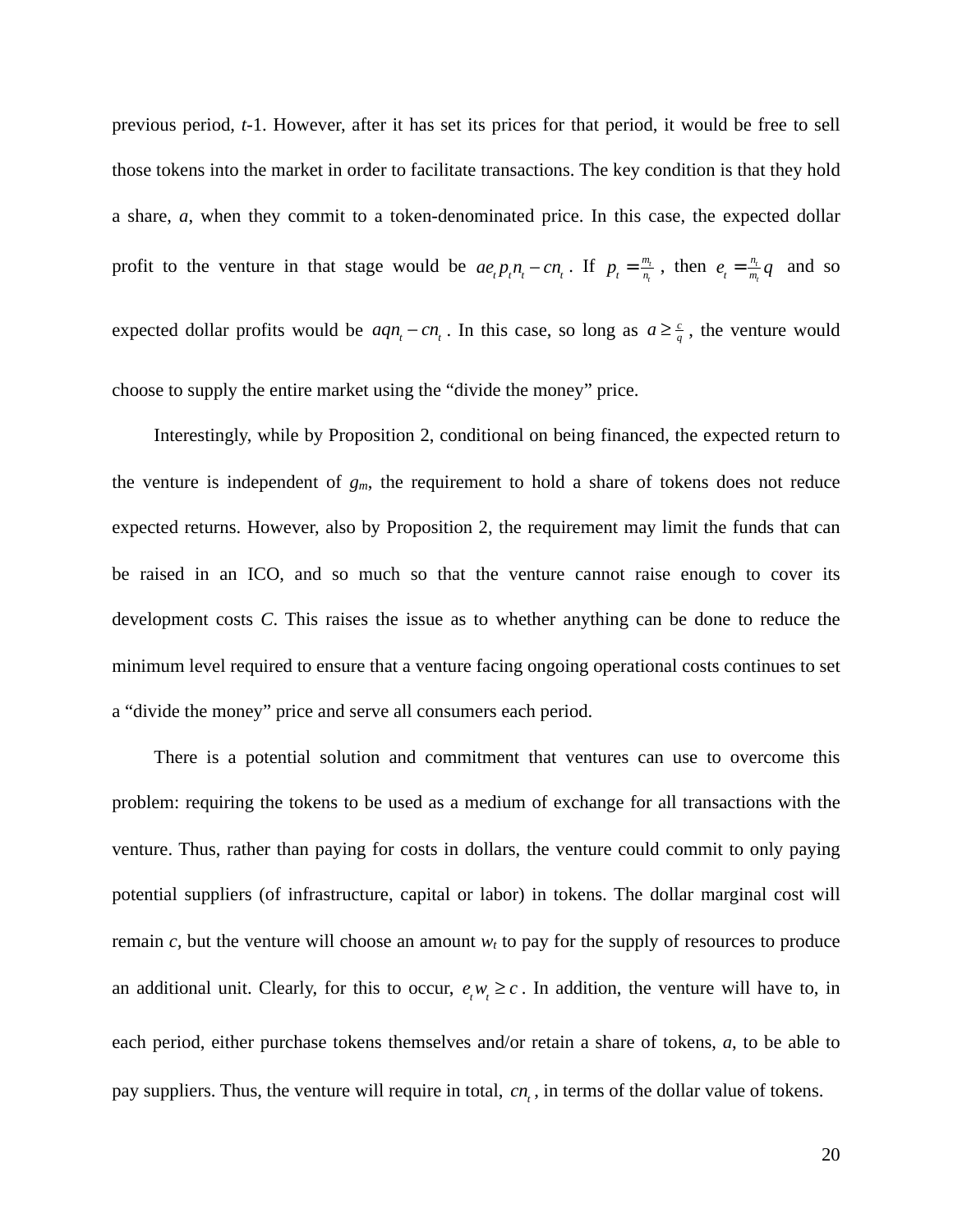previous period, *t*-1. However, after it has set its prices for that period, it would be free to sell those tokens into the market in order to facilitate transactions. The key condition is that they hold a share, *a*, when they commit to a token-denominated price. In this case, the expected dollar profit to the venture in that stage would be $ae_t p_t n_t - cn_t$. If $p_t = \frac{m_t}{n_t}$, then $e_t = \frac{n_t}{m_t}q$ and so expected dollar profits would be $aqn_t - cn_t$. In this case, so long as $a \geq \frac{c}{q}$, the venture would choose to supply the entire market using the "divide the money" price.

Interestingly, while by Proposition 2, conditional on being financed, the expected return to the venture is independent of $g_m$, the requirement to hold a share of tokens does not reduce expected returns. However, also by Proposition 2, the requirement may limit the funds that can be raised in an ICO, and so much so that the venture cannot raise enough to cover its development costs *C*. This raises the issue as to whether anything can be done to reduce the minimum level required to ensure that a venture facing ongoing operational costs continues to set a "divide the money" price and serve all consumers each period.

There is a potential solution and commitment that ventures can use to overcome this problem: requiring the tokens to be used as a medium of exchange for all transactions with the venture. Thus, rather than paying for costs in dollars, the venture could commit to only paying potential suppliers (of infrastructure, capital or labor) in tokens. The dollar marginal cost will remain *c*, but the venture will choose an amount $w_t$ to pay for the supply of resources to produce an additional unit. Clearly, for this to occur, $e_t w_t \geq c$. In addition, the venture will have to, in each period, either purchase tokens themselves and/or retain a share of tokens, *a*, to be able to pay suppliers. Thus, the venture will require in total, $cn_t$, in terms of the dollar value of tokens.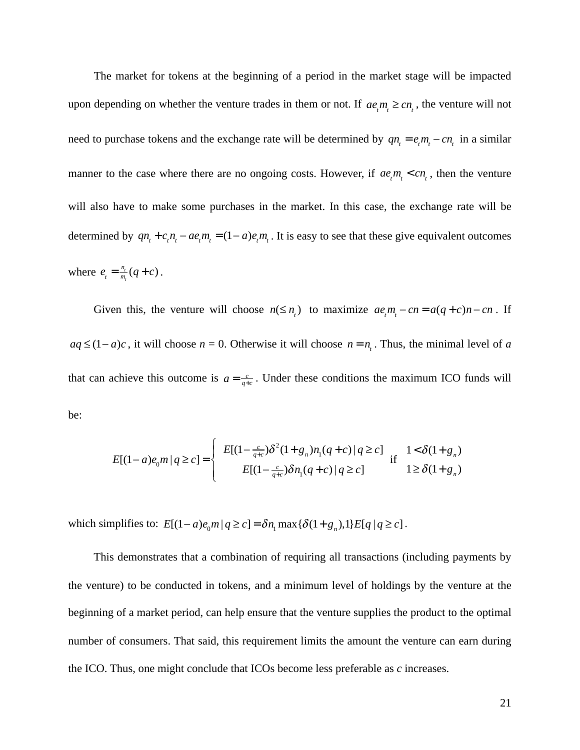The market for tokens at the beginning of a period in the market stage will be impacted upon depending on whether the venture trades in them or not. If $ae_t m_t \geq cn_t$, the venture will not need to purchase tokens and the exchange rate will be determined by $qn_t = e_t m_t - cn_t$ in a similar manner to the case where there are no ongoing costs. However, if $ae_t m_t < cn_t$, then the venture will also have to make some purchases in the market. In this case, the exchange rate will be determined by $qn_t + c_t n_t - ae_t m_t = (1-a)e_t m_t$. It is easy to see that these give equivalent outcomes where $e_t = \frac{n_t}{m_t}(q+c)$.

Given this, the venture will choose $n(\leq n_t)$ to maximize $ae_t m_t - cn = a(q+c)n - cn$. If $aq \leq (1-a)c$, it will choose $n$ = 0. Otherwise it will choose $n = n_t$. Thus, the minimal level of $a$ that can achieve this outcome is $a = \frac{c}{q+c}$. Under these conditions the maximum ICO funds will be:

$$E[(1-a)e_0 m \mid q \geq c] = \begin{cases} E[(1-\frac{c}{q+c})\delta^2(1+g_n)n_1(q+c) \mid q \geq c] & \text{if} \quad 1 < \delta(1+g_n) \\ E[(1-\frac{c}{q+c})\delta n_1(q+c) \mid q \geq c] & \quad\;\; 1 \geq \delta(1+g_n) \end{cases}$$

which simplifies to: $E[(1-a)e_0 m \mid q \geq c] = \delta n_1 \max\{\delta(1+g_n),1\} E[q \mid q \geq c]$.

This demonstrates that a combination of requiring all transactions (including payments by the venture) to be conducted in tokens, and a minimum level of holdings by the venture at the beginning of a market period, can help ensure that the venture supplies the product to the optimal number of consumers. That said, this requirement limits the amount the venture can earn during the ICO. Thus, one might conclude that ICOs become less preferable as $c$ increases.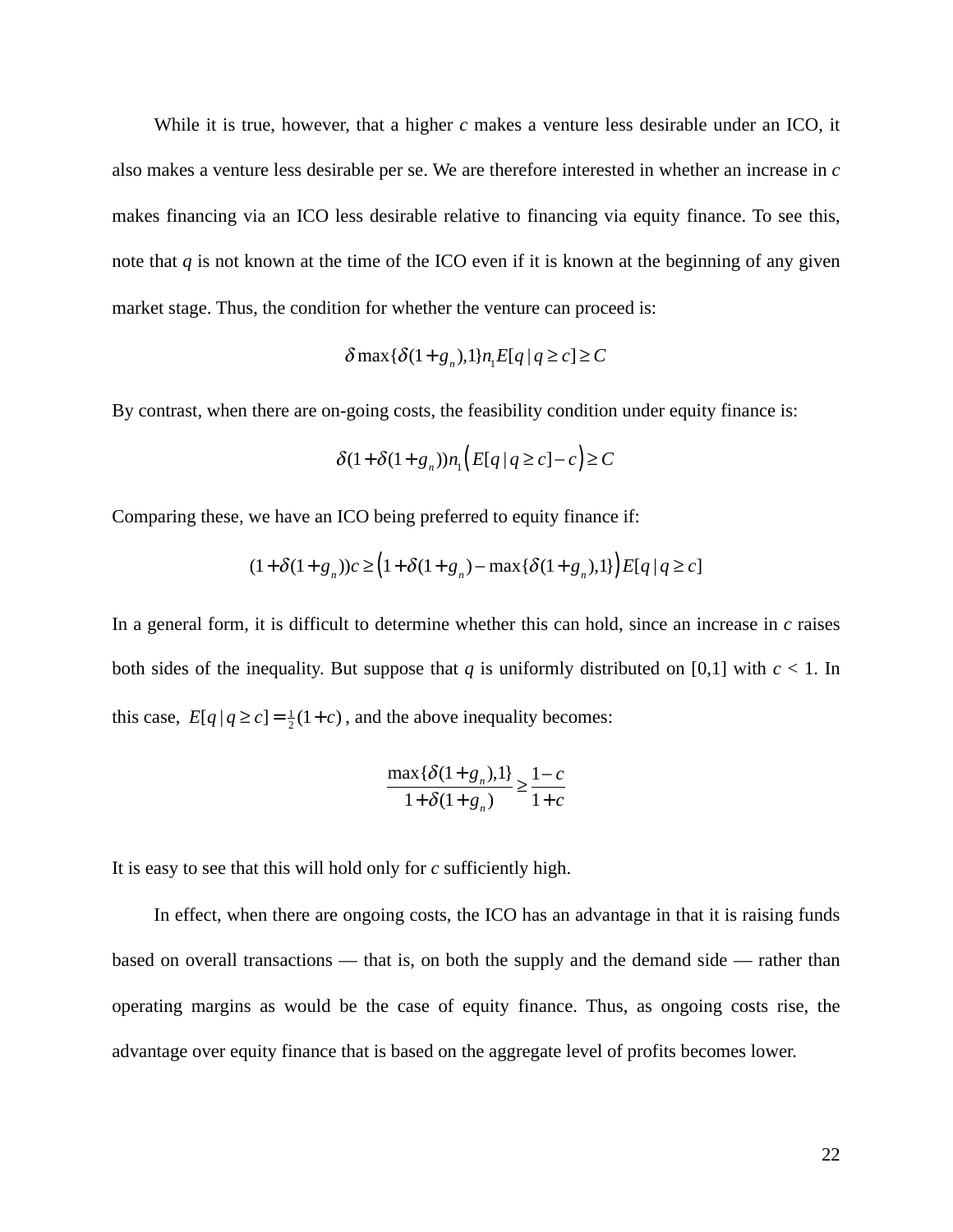While it is true, however, that a higher $c$ makes a venture less desirable under an ICO, it also makes a venture less desirable per se. We are therefore interested in whether an increase in $c$ makes financing via an ICO less desirable relative to financing via equity finance. To see this, note that $q$ is not known at the time of the ICO even if it is known at the beginning of any given market stage. Thus, the condition for whether the venture can proceed is:

$$\delta \max\{\delta(1+g_n),1\} n_1 E[q \mid q \geq c] \geq C$$

By contrast, when there are on-going costs, the feasibility condition under equity finance is:

$$\delta(1+\delta(1+g_n)) n_1 \left(E[q \mid q \geq c] - c\right) \geq C$$

Comparing these, we have an ICO being preferred to equity finance if:

$$(1+\delta(1+g_n))c \geq \left(1+\delta(1+g_n) - \max\{\delta(1+g_n),1\}\right) E[q \mid q \geq c]$$

In a general form, it is difficult to determine whether this can hold, since an increase in $c$ raises both sides of the inequality. But suppose that $q$ is uniformly distributed on [0,1] with $c < 1$. In this case, $E[q \mid q \geq c] = \frac{1}{2}(1+c)$, and the above inequality becomes:

$$\frac{\max\{\delta(1+g_n),1\}}{1+\delta(1+g_n)} \geq \frac{1-c}{1+c}$$

It is easy to see that this will hold only for $c$ sufficiently high.

In effect, when there are ongoing costs, the ICO has an advantage in that it is raising funds based on overall transactions — that is, on both the supply and the demand side — rather than operating margins as would be the case of equity finance. Thus, as ongoing costs rise, the advantage over equity finance that is based on the aggregate level of profits becomes lower.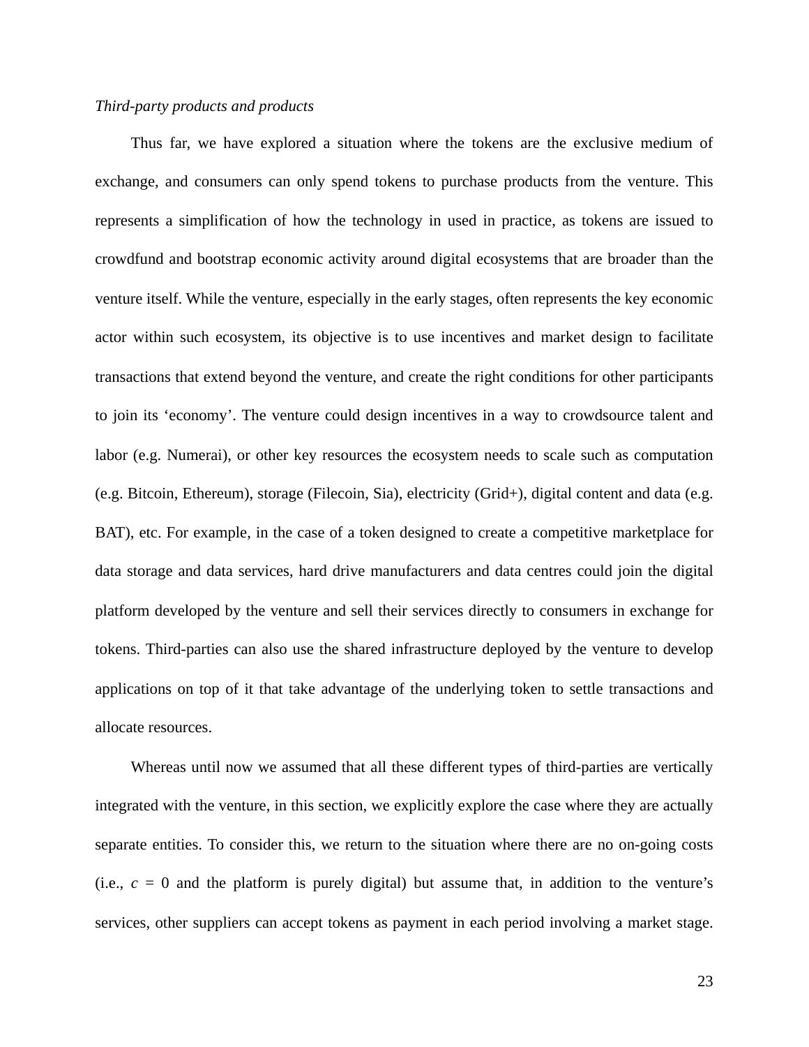*Third-party products and products*

Thus far, we have explored a situation where the tokens are the exclusive medium of exchange, and consumers can only spend tokens to purchase products from the venture. This represents a simplification of how the technology in used in practice, as tokens are issued to crowdfund and bootstrap economic activity around digital ecosystems that are broader than the venture itself. While the venture, especially in the early stages, often represents the key economic actor within such ecosystem, its objective is to use incentives and market design to facilitate transactions that extend beyond the venture, and create the right conditions for other participants to join its ‘economy’. The venture could design incentives in a way to crowdsource talent and labor (e.g. Numerai), or other key resources the ecosystem needs to scale such as computation (e.g. Bitcoin, Ethereum), storage (Filecoin, Sia), electricity (Grid+), digital content and data (e.g. BAT), etc. For example, in the case of a token designed to create a competitive marketplace for data storage and data services, hard drive manufacturers and data centres could join the digital platform developed by the venture and sell their services directly to consumers in exchange for tokens. Third-parties can also use the shared infrastructure deployed by the venture to develop applications on top of it that take advantage of the underlying token to settle transactions and allocate resources.

Whereas until now we assumed that all these different types of third-parties are vertically integrated with the venture, in this section, we explicitly explore the case where they are actually separate entities. To consider this, we return to the situation where there are no on-going costs (i.e., $c = 0$ and the platform is purely digital) but assume that, in addition to the venture’s services, other suppliers can accept tokens as payment in each period involving a market stage.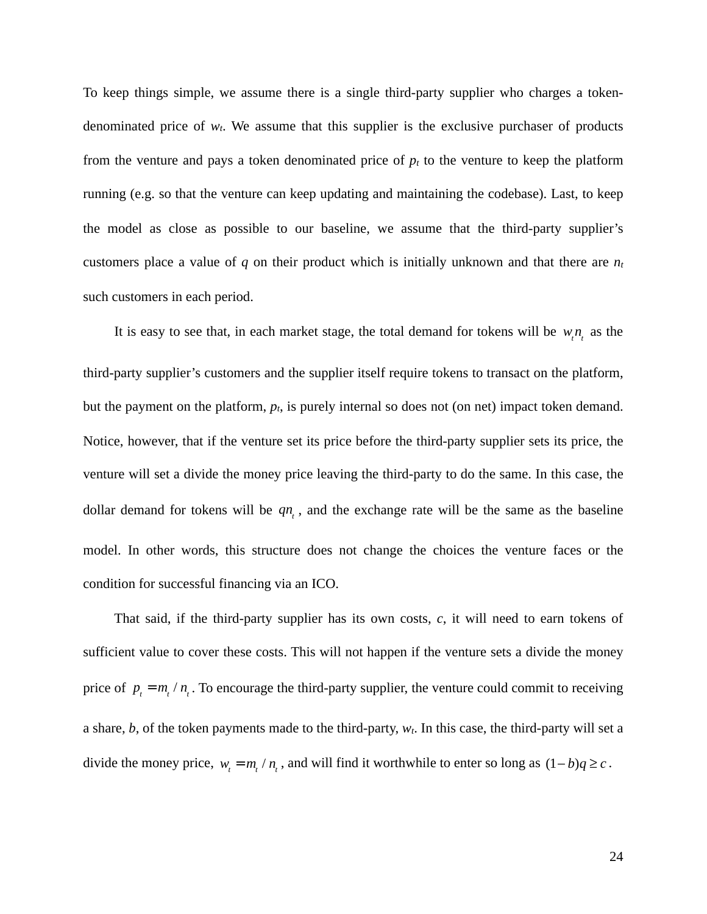To keep things simple, we assume there is a single third-party supplier who charges a token-denominated price of $w_t$. We assume that this supplier is the exclusive purchaser of products from the venture and pays a token denominated price of $p_t$ to the venture to keep the platform running (e.g. so that the venture can keep updating and maintaining the codebase). Last, to keep the model as close as possible to our baseline, we assume that the third-party supplier's customers place a value of $q$ on their product which is initially unknown and that there are $n_t$ such customers in each period.

It is easy to see that, in each market stage, the total demand for tokens will be $w_t n_t$ as the third-party supplier's customers and the supplier itself require tokens to transact on the platform, but the payment on the platform, $p_t$, is purely internal so does not (on net) impact token demand. Notice, however, that if the venture set its price before the third-party supplier sets its price, the venture will set a divide the money price leaving the third-party to do the same. In this case, the dollar demand for tokens will be $qn_t$, and the exchange rate will be the same as the baseline model. In other words, this structure does not change the choices the venture faces or the condition for successful financing via an ICO.

That said, if the third-party supplier has its own costs, $c$, it will need to earn tokens of sufficient value to cover these costs. This will not happen if the venture sets a divide the money price of $p_t = m_t / n_t$. To encourage the third-party supplier, the venture could commit to receiving a share, $b$, of the token payments made to the third-party, $w_t$. In this case, the third-party will set a divide the money price, $w_t = m_t / n_t$, and will find it worthwhile to enter so long as $(1-b)q \geq c$.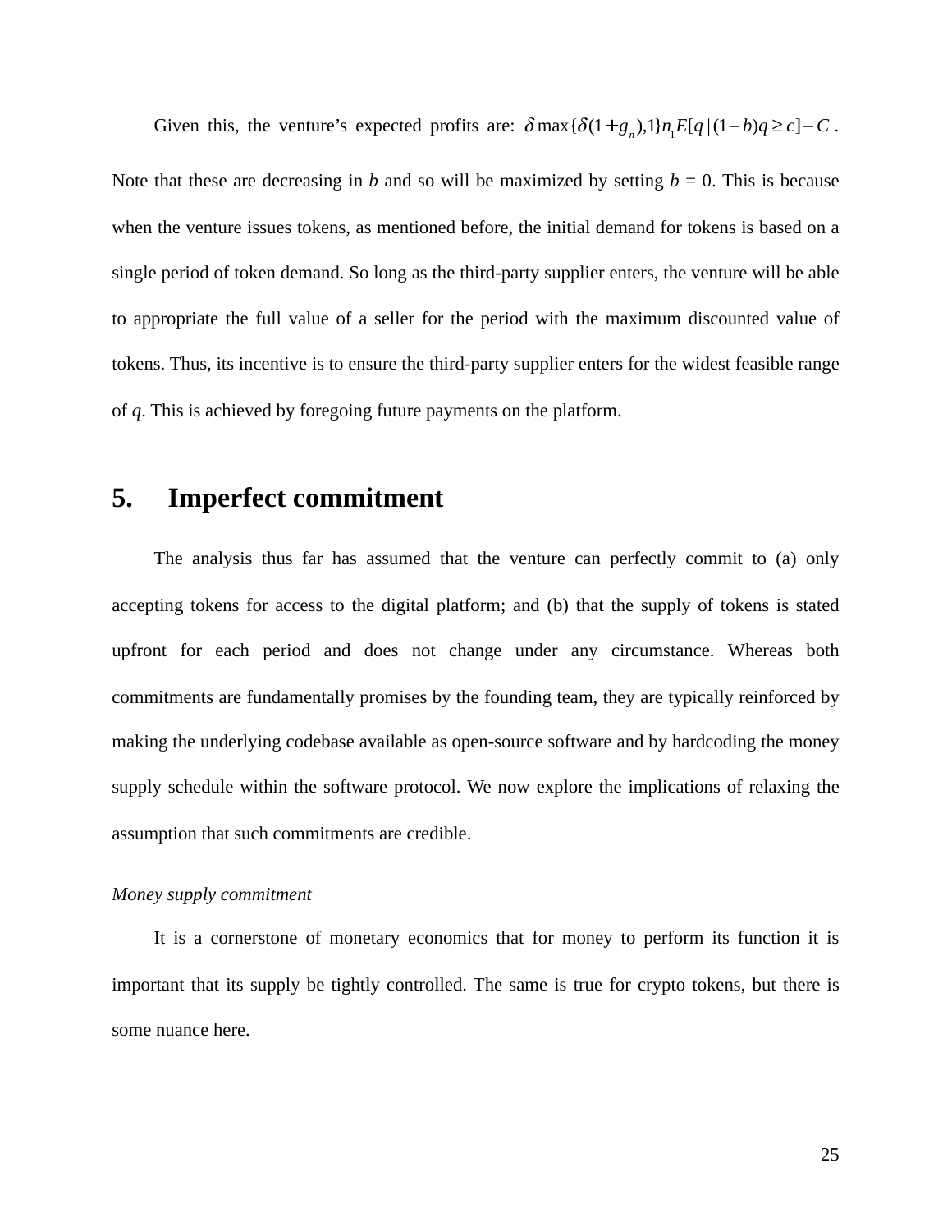Given this, the venture's expected profits are: $\delta \max\{\delta(1+g_n),1\}n_1 E[q \mid (1-b)q \geq c] - C$. Note that these are decreasing in $b$ and so will be maximized by setting $b = 0$. This is because when the venture issues tokens, as mentioned before, the initial demand for tokens is based on a single period of token demand. So long as the third-party supplier enters, the venture will be able to appropriate the full value of a seller for the period with the maximum discounted value of tokens. Thus, its incentive is to ensure the third-party supplier enters for the widest feasible range of $q$. This is achieved by foregoing future payments on the platform.

## 5. Imperfect commitment

The analysis thus far has assumed that the venture can perfectly commit to (a) only accepting tokens for access to the digital platform; and (b) that the supply of tokens is stated upfront for each period and does not change under any circumstance. Whereas both commitments are fundamentally promises by the founding team, they are typically reinforced by making the underlying codebase available as open-source software and by hardcoding the money supply schedule within the software protocol. We now explore the implications of relaxing the assumption that such commitments are credible.

*Money supply commitment*

It is a cornerstone of monetary economics that for money to perform its function it is important that its supply be tightly controlled. The same is true for crypto tokens, but there is some nuance here.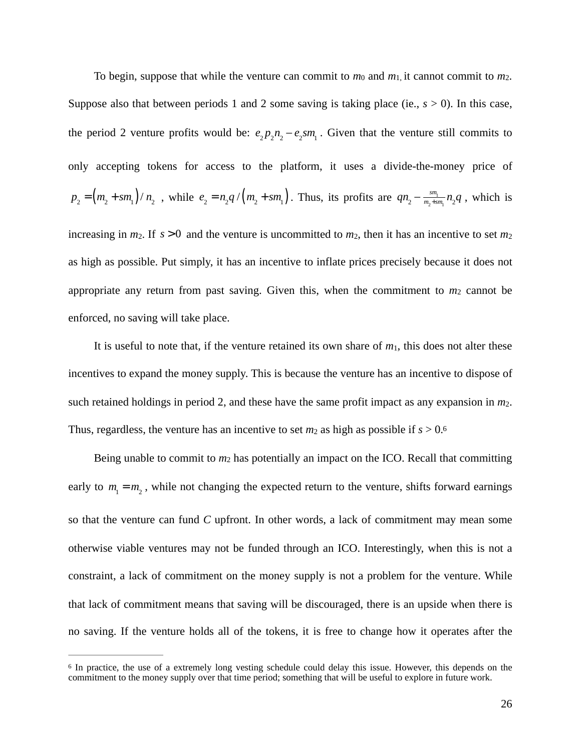To begin, suppose that while the venture can commit to $m_0$ and $m_1$, it cannot commit to $m_2$. Suppose also that between periods 1 and 2 some saving is taking place (ie., $s > 0$). In this case, the period 2 venture profits would be: $e_2 p_2 n_2 - e_2 s m_1$. Given that the venture still commits to only accepting tokens for access to the platform, it uses a divide-the-money price of $p_2 = \left(m_2 + s m_1\right) / n_2$, while $e_2 = n_2 q / \left(m_2 + s m_1\right)$. Thus, its profits are $q n_2 - \frac{s m_1}{m_2 + s m_1} n_2 q$, which is increasing in $m_2$. If $s > 0$ and the venture is uncommitted to $m_2$, then it has an incentive to set $m_2$ as high as possible. Put simply, it has an incentive to inflate prices precisely because it does not appropriate any return from past saving. Given this, when the commitment to $m_2$ cannot be enforced, no saving will take place.

It is useful to note that, if the venture retained its own share of $m_1$, this does not alter these incentives to expand the money supply. This is because the venture has an incentive to dispose of such retained holdings in period 2, and these have the same profit impact as any expansion in $m_2$. Thus, regardless, the venture has an incentive to set $m_2$ as high as possible if $s > 0$.[6]

Being unable to commit to $m_2$ has potentially an impact on the ICO. Recall that committing early to $m_1 = m_2$, while not changing the expected return to the venture, shifts forward earnings so that the venture can fund $C$ upfront. In other words, a lack of commitment may mean some otherwise viable ventures may not be funded through an ICO. Interestingly, when this is not a constraint, a lack of commitment on the money supply is not a problem for the venture. While that lack of commitment means that saving will be discouraged, there is an upside when there is no saving. If the venture holds all of the tokens, it is free to change how it operates after the

---

[6] In practice, the use of a extremely long vesting schedule could delay this issue. However, this depends on the commitment to the money supply over that time period; something that will be useful to explore in future work.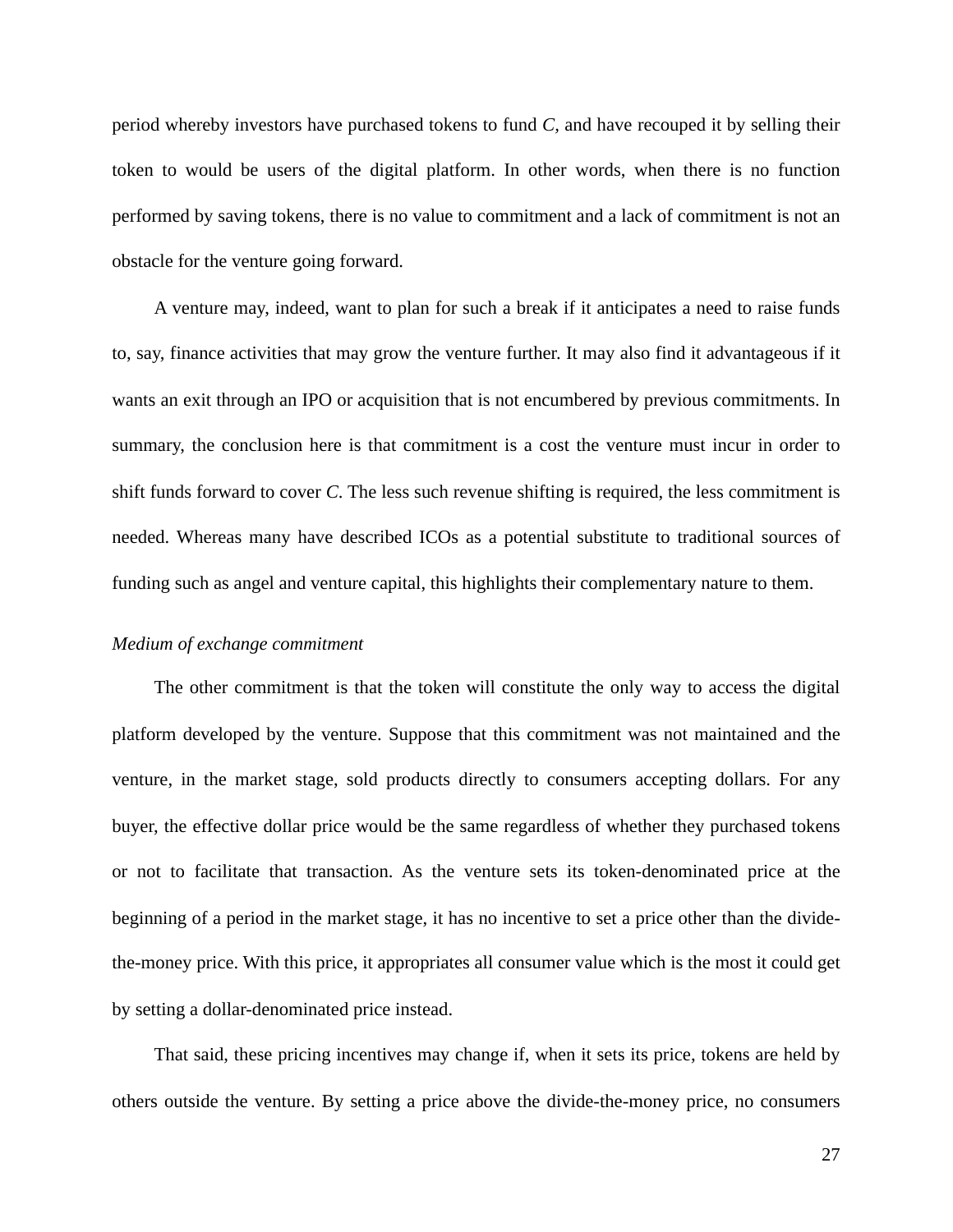period whereby investors have purchased tokens to fund $C$, and have recouped it by selling their token to would be users of the digital platform. In other words, when there is no function performed by saving tokens, there is no value to commitment and a lack of commitment is not an obstacle for the venture going forward.

A venture may, indeed, want to plan for such a break if it anticipates a need to raise funds to, say, finance activities that may grow the venture further. It may also find it advantageous if it wants an exit through an IPO or acquisition that is not encumbered by previous commitments. In summary, the conclusion here is that commitment is a cost the venture must incur in order to shift funds forward to cover $C$. The less such revenue shifting is required, the less commitment is needed. Whereas many have described ICOs as a potential substitute to traditional sources of funding such as angel and venture capital, this highlights their complementary nature to them.

*Medium of exchange commitment*

The other commitment is that the token will constitute the only way to access the digital platform developed by the venture. Suppose that this commitment was not maintained and the venture, in the market stage, sold products directly to consumers accepting dollars. For any buyer, the effective dollar price would be the same regardless of whether they purchased tokens or not to facilitate that transaction. As the venture sets its token-denominated price at the beginning of a period in the market stage, it has no incentive to set a price other than the divide-the-money price. With this price, it appropriates all consumer value which is the most it could get by setting a dollar-denominated price instead.

That said, these pricing incentives may change if, when it sets its price, tokens are held by others outside the venture. By setting a price above the divide-the-money price, no consumers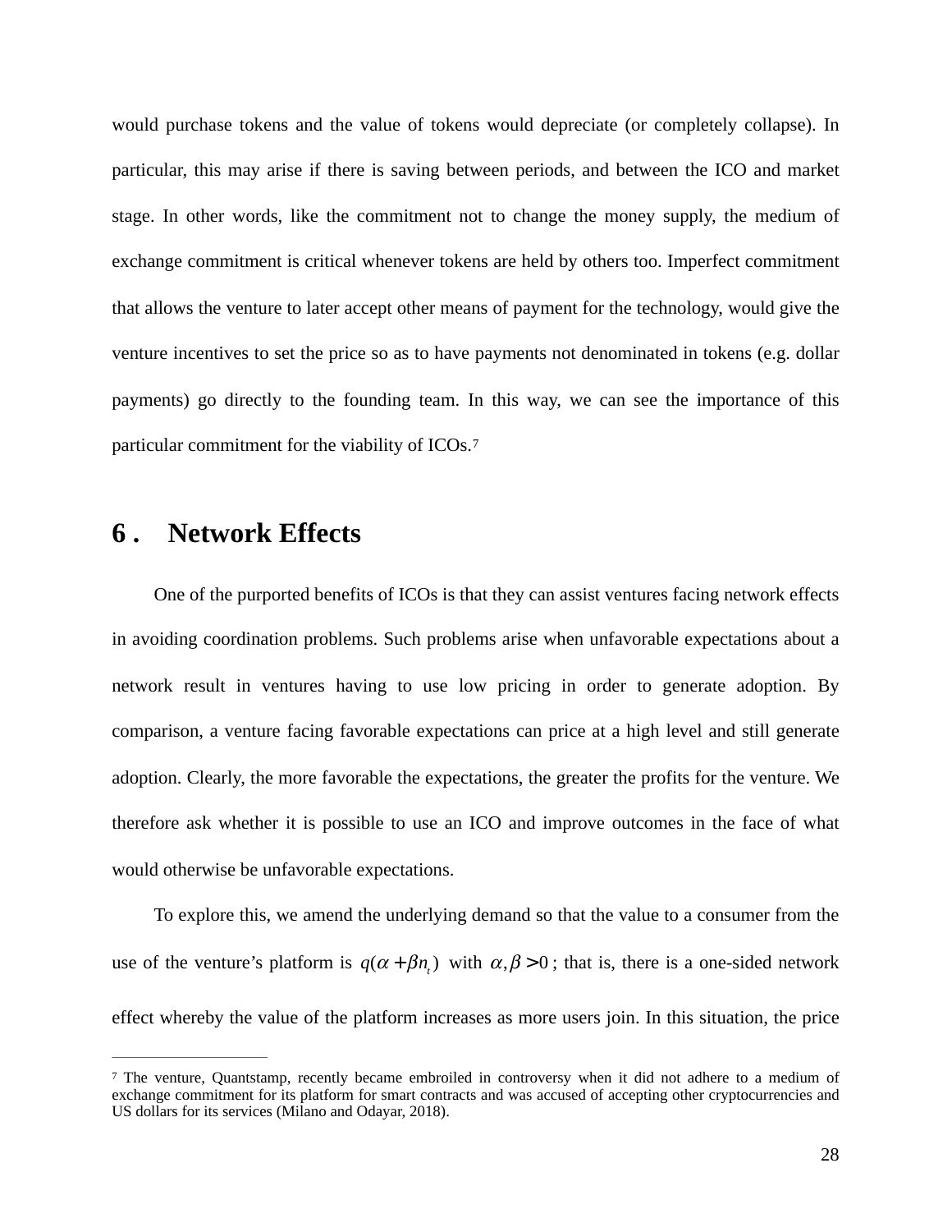would purchase tokens and the value of tokens would depreciate (or completely collapse). In particular, this may arise if there is saving between periods, and between the ICO and market stage. In other words, like the commitment not to change the money supply, the medium of exchange commitment is critical whenever tokens are held by others too. Imperfect commitment that allows the venture to later accept other means of payment for the technology, would give the venture incentives to set the price so as to have payments not denominated in tokens (e.g. dollar payments) go directly to the founding team. In this way, we can see the importance of this particular commitment for the viability of ICOs.[7]

## 6 . Network Effects

One of the purported benefits of ICOs is that they can assist ventures facing network effects in avoiding coordination problems. Such problems arise when unfavorable expectations about a network result in ventures having to use low pricing in order to generate adoption. By comparison, a venture facing favorable expectations can price at a high level and still generate adoption. Clearly, the more favorable the expectations, the greater the profits for the venture. We therefore ask whether it is possible to use an ICO and improve outcomes in the face of what would otherwise be unfavorable expectations.

To explore this, we amend the underlying demand so that the value to a consumer from the use of the venture's platform is $q(\alpha+\beta n_t)$ with $\alpha,\beta>0$; that is, there is a one-sided network effect whereby the value of the platform increases as more users join. In this situation, the price

---

[7] The venture, Quantstamp, recently became embroiled in controversy when it did not adhere to a medium of exchange commitment for its platform for smart contracts and was accused of accepting other cryptocurrencies and US dollars for its services (Milano and Odayar, 2018).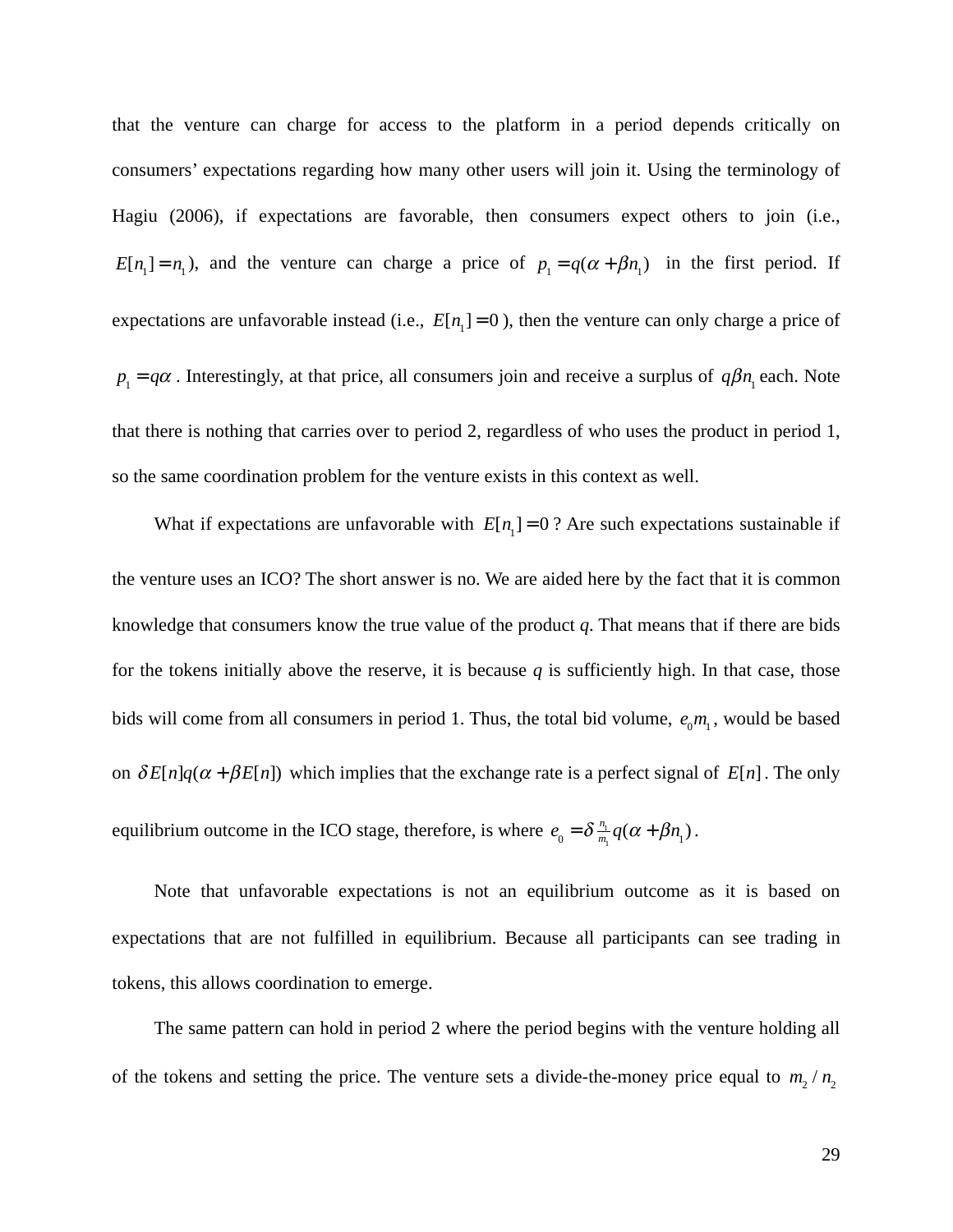that the venture can charge for access to the platform in a period depends critically on consumers' expectations regarding how many other users will join it. Using the terminology of Hagiu (2006), if expectations are favorable, then consumers expect others to join (i.e., $E[n_1] = n_1$), and the venture can charge a price of $p_1 = q(\alpha + \beta n_1)$ in the first period. If expectations are unfavorable instead (i.e., $E[n_1] = 0$ ), then the venture can only charge a price of $p_1 = q\alpha$ . Interestingly, at that price, all consumers join and receive a surplus of $q\beta n_1$ each. Note that there is nothing that carries over to period 2, regardless of who uses the product in period 1, so the same coordination problem for the venture exists in this context as well.

What if expectations are unfavorable with $E[n_1] = 0$ ? Are such expectations sustainable if the venture uses an ICO? The short answer is no. We are aided here by the fact that it is common knowledge that consumers know the true value of the product *q*. That means that if there are bids for the tokens initially above the reserve, it is because *q* is sufficiently high. In that case, those bids will come from all consumers in period 1. Thus, the total bid volume, $e_0 m_1$, would be based on $\delta E[n] q(\alpha + \beta E[n])$ which implies that the exchange rate is a perfect signal of $E[n]$. The only equilibrium outcome in the ICO stage, therefore, is where $e_0 = \delta \frac{n_1}{m_1} q(\alpha + \beta n_1)$.

Note that unfavorable expectations is not an equilibrium outcome as it is based on expectations that are not fulfilled in equilibrium. Because all participants can see trading in tokens, this allows coordination to emerge.

The same pattern can hold in period 2 where the period begins with the venture holding all of the tokens and setting the price. The venture sets a divide-the-money price equal to $m_2 / n_2$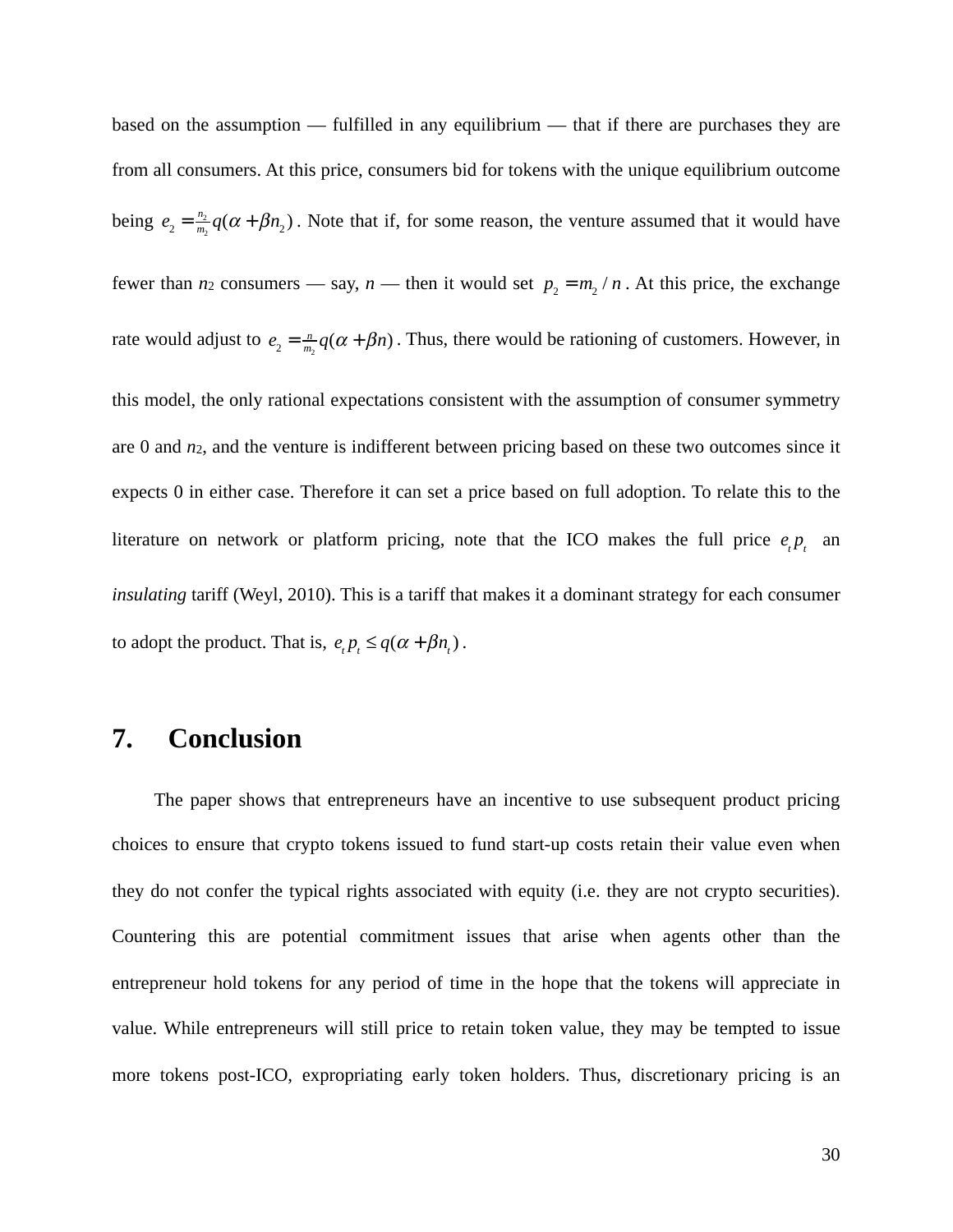based on the assumption — fulfilled in any equilibrium — that if there are purchases they are from all consumers. At this price, consumers bid for tokens with the unique equilibrium outcome being $e_2 = \frac{n_2}{m_2} q(\alpha + \beta n_2)$. Note that if, for some reason, the venture assumed that it would have fewer than $n_2$ consumers — say, $n$ — then it would set $p_2 = m_2 / n$. At this price, the exchange rate would adjust to $e_2 = \frac{n}{m_2} q(\alpha + \beta n)$. Thus, there would be rationing of customers. However, in this model, the only rational expectations consistent with the assumption of consumer symmetry are 0 and $n_2$, and the venture is indifferent between pricing based on these two outcomes since it expects 0 in either case. Therefore it can set a price based on full adoption. To relate this to the literature on network or platform pricing, note that the ICO makes the full price $e_t p_t$ an *insulating* tariff (Weyl, 2010). This is a tariff that makes it a dominant strategy for each consumer to adopt the product. That is, $e_t p_t \leq q(\alpha + \beta n_t)$.

## 7. Conclusion

The paper shows that entrepreneurs have an incentive to use subsequent product pricing choices to ensure that crypto tokens issued to fund start-up costs retain their value even when they do not confer the typical rights associated with equity (i.e. they are not crypto securities). Countering this are potential commitment issues that arise when agents other than the entrepreneur hold tokens for any period of time in the hope that the tokens will appreciate in value. While entrepreneurs will still price to retain token value, they may be tempted to issue more tokens post-ICO, expropriating early token holders. Thus, discretionary pricing is an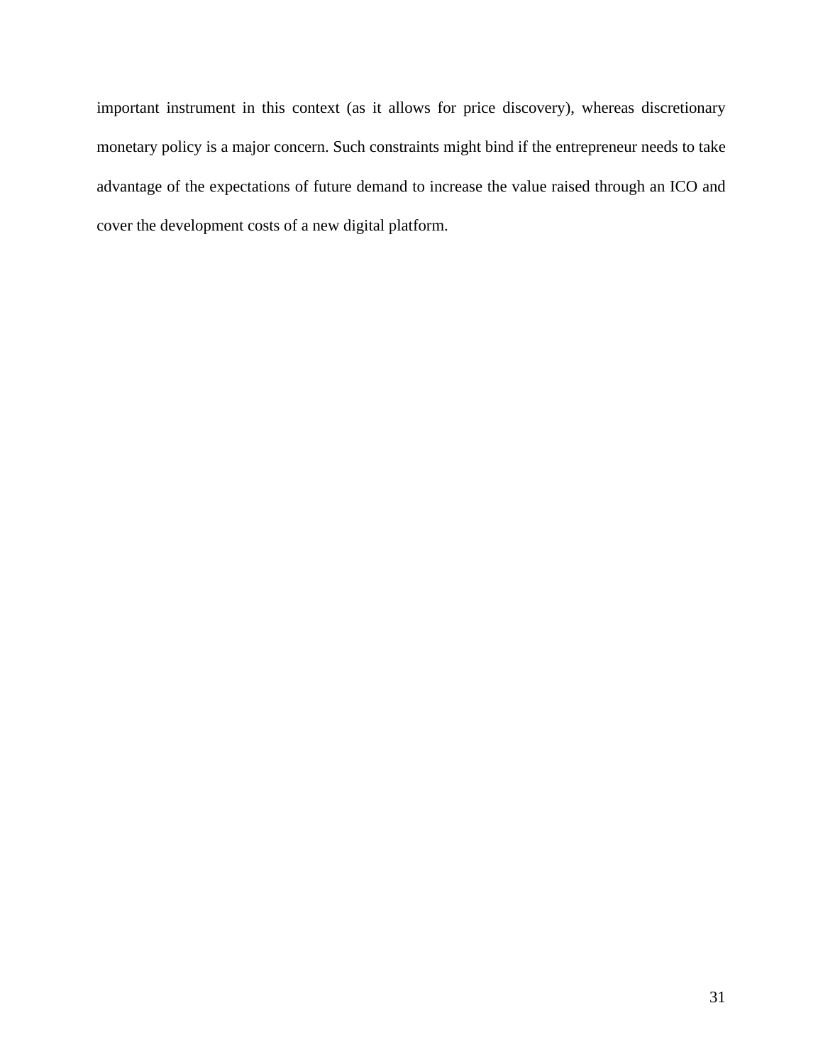important instrument in this context (as it allows for price discovery), whereas discretionary monetary policy is a major concern. Such constraints might bind if the entrepreneur needs to take advantage of the expectations of future demand to increase the value raised through an ICO and cover the development costs of a new digital platform.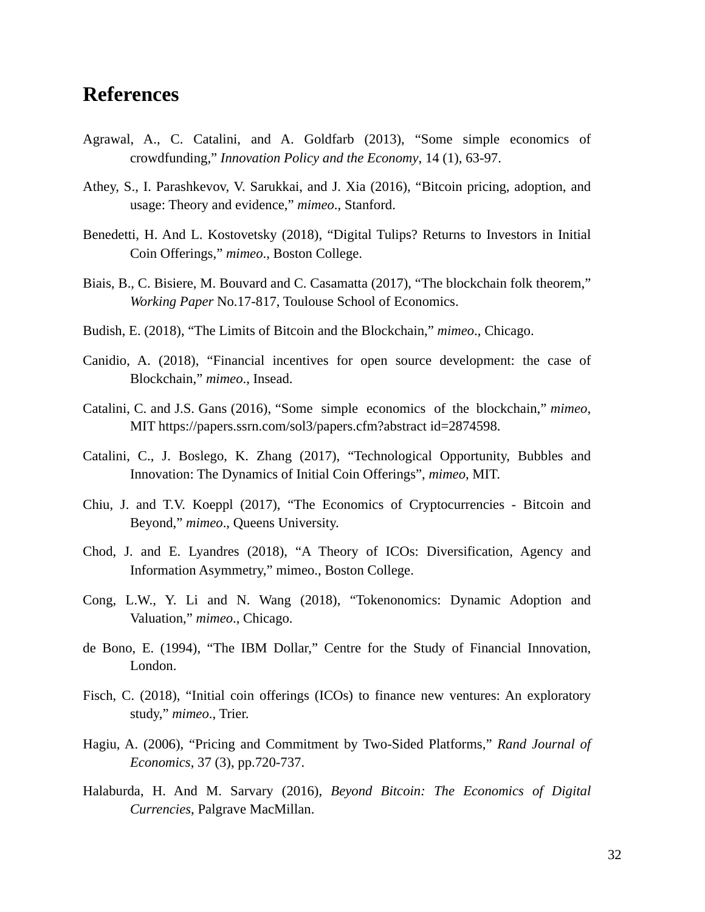# References

Agrawal, A., C. Catalini, and A. Goldfarb (2013), "Some simple economics of crowdfunding," *Innovation Policy and the Economy*, 14 (1), 63-97.

Athey, S., I. Parashkevov, V. Sarukkai, and J. Xia (2016), "Bitcoin pricing, adoption, and usage: Theory and evidence," *mimeo*., Stanford.

Benedetti, H. And L. Kostovetsky (2018), "Digital Tulips? Returns to Investors in Initial Coin Offerings," *mimeo*., Boston College.

Biais, B., C. Bisiere, M. Bouvard and C. Casamatta (2017), "The blockchain folk theorem," *Working Paper* No.17-817, Toulouse School of Economics.

Budish, E. (2018), "The Limits of Bitcoin and the Blockchain," *mimeo*., Chicago.

Canidio, A. (2018), "Financial incentives for open source development: the case of Blockchain," *mimeo*., Insead.

Catalini, C. and J.S. Gans (2016), "Some simple economics of the blockchain," *mimeo*, MIT https://papers.ssrn.com/sol3/papers.cfm?abstract id=2874598.

Catalini, C., J. Boslego, K. Zhang (2017), "Technological Opportunity, Bubbles and Innovation: The Dynamics of Initial Coin Offerings", *mimeo*, MIT.

Chiu, J. and T.V. Koeppl (2017), "The Economics of Cryptocurrencies - Bitcoin and Beyond," *mimeo*., Queens University.

Chod, J. and E. Lyandres (2018), "A Theory of ICOs: Diversification, Agency and Information Asymmetry," mimeo., Boston College.

Cong, L.W., Y. Li and N. Wang (2018), "Tokenonomics: Dynamic Adoption and Valuation," *mimeo*., Chicago.

de Bono, E. (1994), "The IBM Dollar," Centre for the Study of Financial Innovation, London.

Fisch, C. (2018), "Initial coin offerings (ICOs) to finance new ventures: An exploratory study," *mimeo*., Trier.

Hagiu, A. (2006), "Pricing and Commitment by Two-Sided Platforms," *Rand Journal of Economics*, 37 (3), pp.720-737.

Halaburda, H. And M. Sarvary (2016), *Beyond Bitcoin: The Economics of Digital Currencies*, Palgrave MacMillan.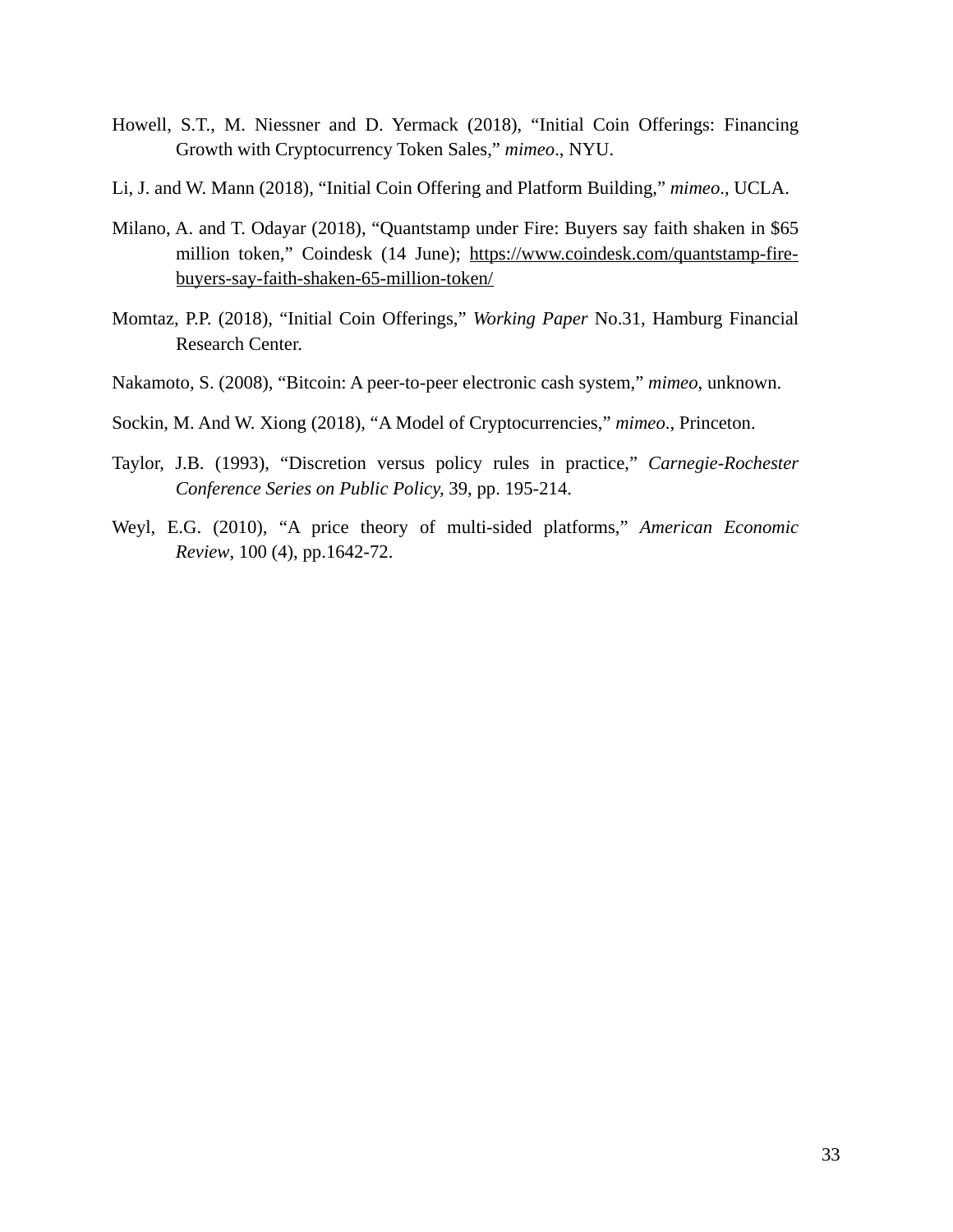Howell, S.T., M. Niessner and D. Yermack (2018), “Initial Coin Offerings: Financing Growth with Cryptocurrency Token Sales,” *mimeo*., NYU.

Li, J. and W. Mann (2018), “Initial Coin Offering and Platform Building,” *mimeo*., UCLA.

Milano, A. and T. Odayar (2018), “Quantstamp under Fire: Buyers say faith shaken in $65 million token,” Coindesk (14 June); https://www.coindesk.com/quantstamp-fire-buyers-say-faith-shaken-65-million-token/

Momtaz, P.P. (2018), “Initial Coin Offerings,” *Working Paper* No.31, Hamburg Financial Research Center.

Nakamoto, S. (2008), “Bitcoin: A peer-to-peer electronic cash system,” *mimeo*, unknown.

Sockin, M. And W. Xiong (2018), “A Model of Cryptocurrencies,” *mimeo*., Princeton.

Taylor, J.B. (1993), “Discretion versus policy rules in practice,” *Carnegie-Rochester Conference Series on Public Policy*, 39, pp. 195-214.

Weyl, E.G. (2010), “A price theory of multi-sided platforms,” *American Economic Review*, 100 (4), pp.1642-72.